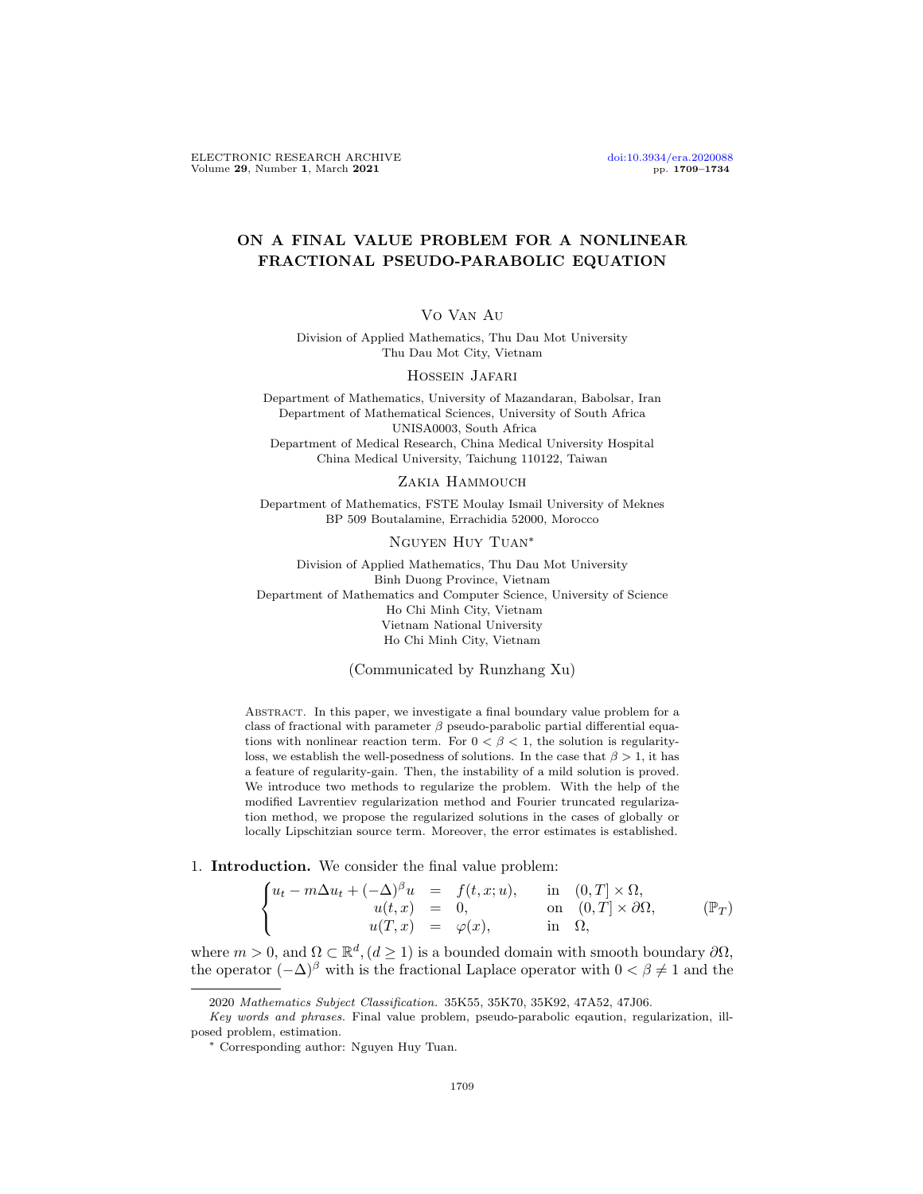# ON A FINAL VALUE PROBLEM FOR A NONLINEAR FRACTIONAL PSEUDO-PARABOLIC EQUATION

Vo Van Au

Division of Applied Mathematics, Thu Dau Mot University
Thu Dau Mot City, Vietnam

Hossein Jafari

Department of Mathematics, University of Mazandaran, Babolsar, Iran
Department of Mathematical Sciences, University of South Africa
UNISA0003, South Africa
Department of Medical Research, China Medical University Hospital
China Medical University, Taichung 110122, Taiwan

Zakia Hammouch

Department of Mathematics, FSTE Moulay Ismail University of Meknes
BP 509 Boutalamine, Errachidia 52000, Morocco

Nguyen Huy Tuan*

Division of Applied Mathematics, Thu Dau Mot University
Binh Duong Province, Vietnam
Department of Mathematics and Computer Science, University of Science
Ho Chi Minh City, Vietnam
Vietnam National University
Ho Chi Minh City, Vietnam

(Communicated by Runzhang Xu)

Abstract. In this paper, we investigate a final boundary value problem for a class of fractional with parameter $\beta$ pseudo-parabolic partial differential equations with nonlinear reaction term. For $0 < \beta < 1$, the solution is regularity-loss, we establish the well-posedness of solutions. In the case that $\beta > 1$, it has a feature of regularity-gain. Then, the instability of a mild solution is proved. We introduce two methods to regularize the problem. With the help of the modified Lavrentiev regularization method and Fourier truncated regularization method, we propose the regularized solutions in the cases of globally or locally Lipschitzian source term. Moreover, the error estimates is established.

## 1. Introduction.

We consider the final value problem:

$$\begin{cases} u_t - m\Delta u_t + (-\Delta)^\beta u &= f(t,x;u), \quad \text{in} \quad (0,T] \times \Omega, \\ u(t,x) &= 0, \quad \text{on} \quad (0,T] \times \partial\Omega, \\ u(T,x) &= \varphi(x), \quad \text{in} \quad \Omega, \end{cases} \qquad (\mathbb{P}_T)$$

where $m > 0$, and $\Omega \subset \mathbb{R}^d, (d \geq 1)$ is a bounded domain with smooth boundary $\partial\Omega$, the operator $(-\Delta)^\beta$ with is the fractional Laplace operator with $0 < \beta \neq 1$ and the

---

2020 *Mathematics Subject Classification.* 35K55, 35K70, 35K92, 47A52, 47J06.

*Key words and phrases.* Final value problem, pseudo-parabolic eqaution, regularization, ill-posed problem, estimation.

* Corresponding author: Nguyen Huy Tuan.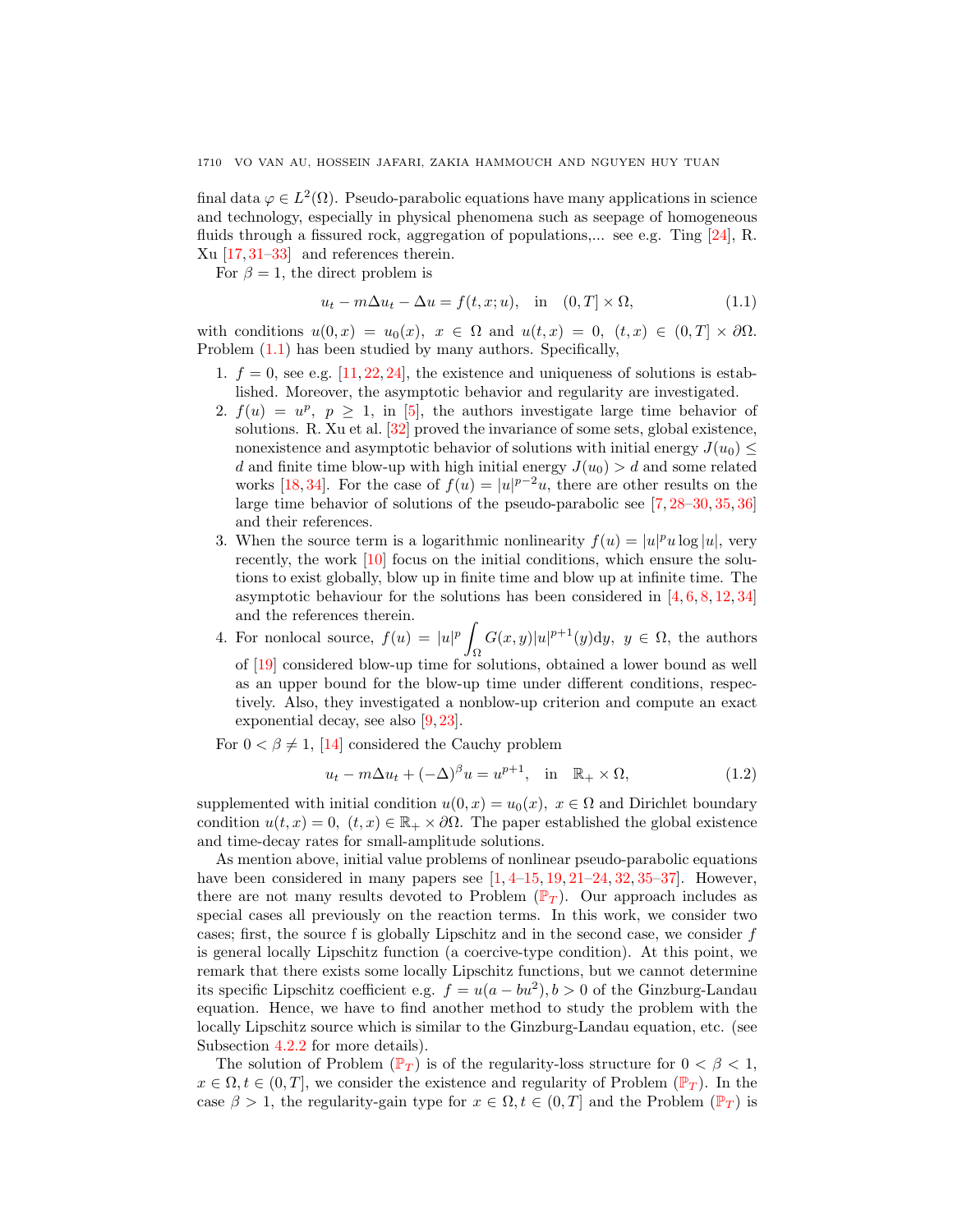final data $\varphi \in L^2(\Omega)$. Pseudo-parabolic equations have many applications in science and technology, especially in physical phenomena such as seepage of homogeneous fluids through a fissured rock, aggregation of populations,... see e.g. Ting [24], R. Xu [17, 31–33] and references therein.

For $\beta = 1$, the direct problem is

$$u_t - m\Delta u_t - \Delta u = f(t, x; u), \quad \text{in} \quad (0, T] \times \Omega, \tag{1.1}$$

with conditions $u(0, x) = u_0(x),\ x \in \Omega$ and $u(t, x) = 0,\ (t, x) \in (0, T] \times \partial\Omega$. Problem (1.1) has been studied by many authors. Specifically,

1. $f = 0$, see e.g. [11, 22, 24], the existence and uniqueness of solutions is established. Moreover, the asymptotic behavior and regularity are investigated.
2. $f(u) = u^p,\ p \geq 1$, in [5], the authors investigate large time behavior of solutions. R. Xu et al. [32] proved the invariance of some sets, global existence, nonexistence and asymptotic behavior of solutions with initial energy $J(u_0) \leq d$ and finite time blow-up with high initial energy $J(u_0) > d$ and some related works [18, 34]. For the case of $f(u) = |u|^{p-2}u$, there are other results on the large time behavior of solutions of the pseudo-parabolic see [7, 28–30, 35, 36] and their references.
3. When the source term is a logarithmic nonlinearity $f(u) = |u|^p u \log |u|$, very recently, the work [10] focus on the initial conditions, which ensure the solutions to exist globally, blow up in finite time and blow up at infinite time. The asymptotic behaviour for the solutions has been considered in [4, 6, 8, 12, 34] and the references therein.
4. For nonlocal source, $f(u) = |u|^p \displaystyle\int_\Omega G(x, y)|u|^{p+1}(y)\mathrm{d}y,\ y \in \Omega$, the authors of [19] considered blow-up time for solutions, obtained a lower bound as well as an upper bound for the blow-up time under different conditions, respectively. Also, they investigated a nonblow-up criterion and compute an exact exponential decay, see also [9, 23].

For $0 < \beta \neq 1$, [14] considered the Cauchy problem

$$u_t - m\Delta u_t + (-\Delta)^\beta u = u^{p+1}, \quad \text{in} \quad \mathbb{R}_+ \times \Omega, \tag{1.2}$$

supplemented with initial condition $u(0, x) = u_0(x),\ x \in \Omega$ and Dirichlet boundary condition $u(t, x) = 0,\ (t, x) \in \mathbb{R}_+ \times \partial\Omega$. The paper established the global existence and time-decay rates for small-amplitude solutions.

As mention above, initial value problems of nonlinear pseudo-parabolic equations have been considered in many papers see [1, 4–15, 19, 21–24, 32, 35–37]. However, there are not many results devoted to Problem ($\mathbb{P}_T$). Our approach includes as special cases all previously on the reaction terms. In this work, we consider two cases; first, the source f is globally Lipschitz and in the second case, we consider $f$ is general locally Lipschitz function (a coercive-type condition). At this point, we remark that there exists some locally Lipschitz functions, but we cannot determine its specific Lipschitz coefficient e.g. $f = u(a - bu^2), b > 0$ of the Ginzburg-Landau equation. Hence, we have to find another method to study the problem with the locally Lipschitz source which is similar to the Ginzburg-Landau equation, etc. (see Subsection 4.2.2 for more details).

The solution of Problem ($\mathbb{P}_T$) is of the regularity-loss structure for $0 < \beta < 1$, $x \in \Omega, t \in (0, T]$, we consider the existence and regularity of Problem ($\mathbb{P}_T$). In the case $\beta > 1$, the regularity-gain type for $x \in \Omega, t \in (0, T]$ and the Problem ($\mathbb{P}_T$) is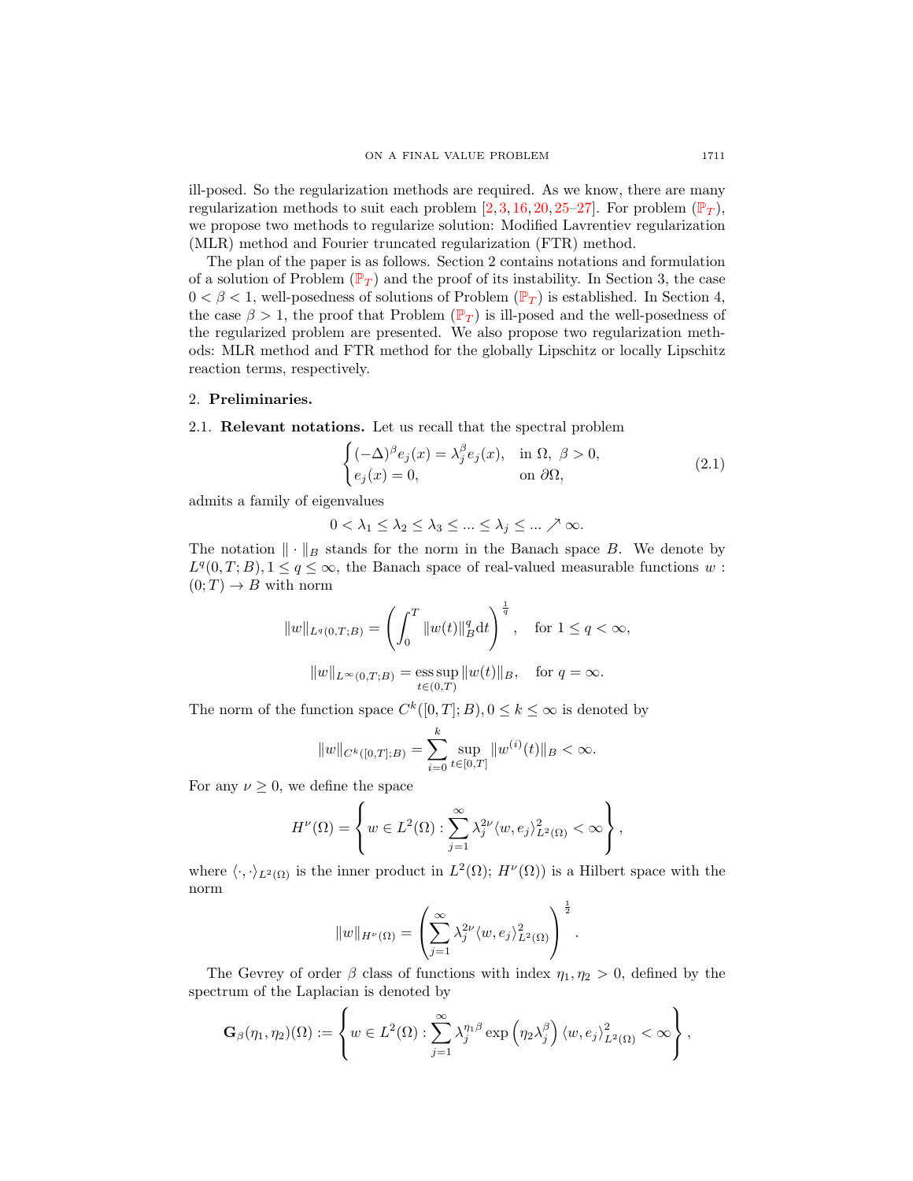ill-posed. So the regularization methods are required. As we know, there are many regularization methods to suit each problem [2,3,16,20,25–27]. For problem ($\mathbb{P}_T$), we propose two methods to regularize solution: Modified Lavrentiev regularization (MLR) method and Fourier truncated regularization (FTR) method.

The plan of the paper is as follows. Section 2 contains notations and formulation of a solution of Problem ($\mathbb{P}_T$) and the proof of its instability. In Section 3, the case $0 < \beta < 1$, well-posedness of solutions of Problem ($\mathbb{P}_T$) is established. In Section 4, the case $\beta > 1$, the proof that Problem ($\mathbb{P}_T$) is ill-posed and the well-posedness of the regularized problem are presented. We also propose two regularization methods: MLR method and FTR method for the globally Lipschitz or locally Lipschitz reaction terms, respectively.

## 2. **Preliminaries.**

### 2.1. **Relevant notations.**

Let us recall that the spectral problem

$$
\begin{cases}
(-\Delta)^\beta e_j(x) = \lambda_j^\beta e_j(x), & \text{in } \Omega,\ \beta > 0, \\
e_j(x) = 0, & \text{on } \partial\Omega,
\end{cases}
\tag{2.1}
$$

admits a family of eigenvalues

$$
0 < \lambda_1 \le \lambda_2 \le \lambda_3 \le \dots \le \lambda_j \le \dots \nearrow \infty.
$$

The notation $\|\cdot\|_B$ stands for the norm in the Banach space $B$. We denote by $L^q(0,T;B), 1 \le q \le \infty$, the Banach space of real-valued measurable functions $w : (0;T) \to B$ with norm

$$
\|w\|_{L^q(0,T;B)} = \left( \int_0^T \|w(t)\|_B^q \mathrm{d}t \right)^{\frac{1}{q}}, \quad \text{for } 1 \le q < \infty,
$$

$$
\|w\|_{L^\infty(0,T;B)} = \operatorname*{ess\,sup}_{t\in(0,T)} \|w(t)\|_B, \quad \text{for } q = \infty.
$$

The norm of the function space $C^k([0,T];B), 0 \le k \le \infty$ is denoted by

$$
\|w\|_{C^k([0,T];B)} = \sum_{i=0}^{k} \sup_{t\in[0,T]} \|w^{(i)}(t)\|_B < \infty.
$$

For any $\nu \ge 0$, we define the space

$$
H^\nu(\Omega) = \left\{ w \in L^2(\Omega) : \sum_{j=1}^{\infty} \lambda_j^{2\nu} \langle w, e_j \rangle_{L^2(\Omega)}^2 < \infty \right\},
$$

where $\langle \cdot,\cdot \rangle_{L^2(\Omega)}$ is the inner product in $L^2(\Omega)$; $H^\nu(\Omega))$ is a Hilbert space with the norm

$$
\|w\|_{H^\nu(\Omega)} = \left( \sum_{j=1}^{\infty} \lambda_j^{2\nu} \langle w, e_j \rangle_{L^2(\Omega)}^2 \right)^{\frac{1}{2}}.
$$

The Gevrey of order $\beta$ class of functions with index $\eta_1, \eta_2 > 0$, defined by the spectrum of the Laplacian is denoted by

$$
\mathbf{G}_\beta(\eta_1,\eta_2)(\Omega) := \left\{ w \in L^2(\Omega) : \sum_{j=1}^{\infty} \lambda_j^{\eta_1\beta} \exp\left(\eta_2 \lambda_j^\beta\right) \langle w, e_j \rangle_{L^2(\Omega)}^2 < \infty \right\},
$$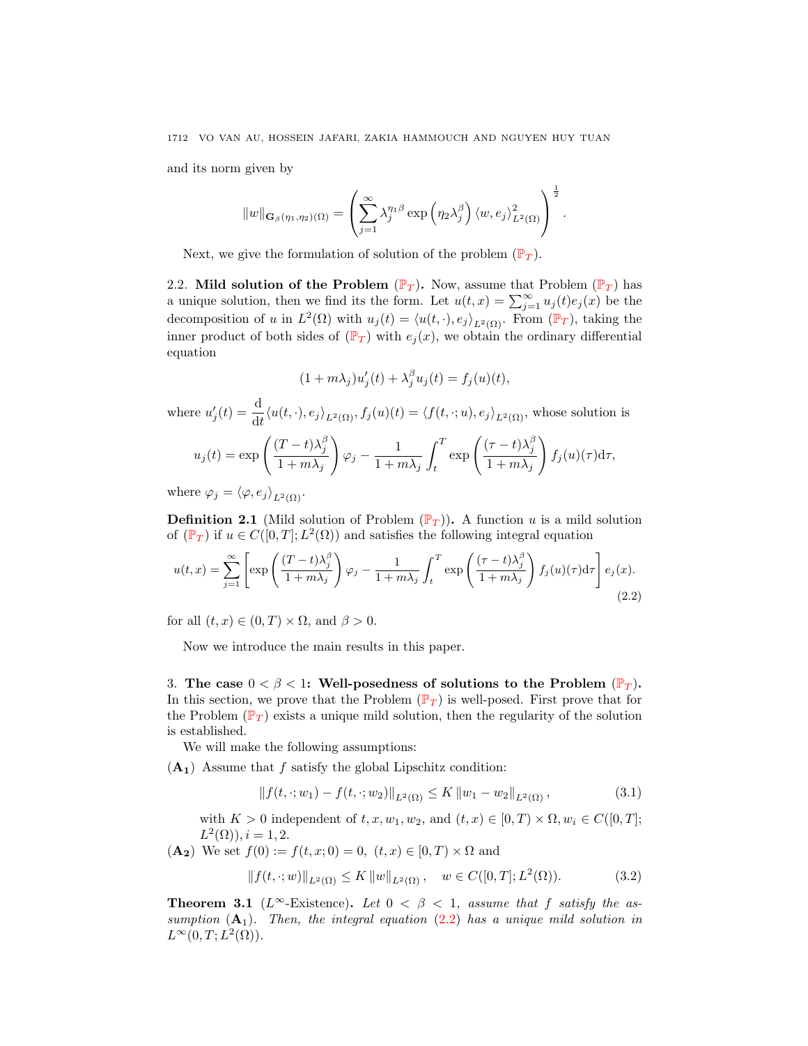and its norm given by

$$\|w\|_{\mathbf{G}_\beta(\eta_1,\eta_2)(\Omega)} = \left( \sum_{j=1}^{\infty} \lambda_j^{\eta_1 \beta} \exp\left(\eta_2 \lambda_j^\beta\right) \langle w, e_j \rangle_{L^2(\Omega)}^2 \right)^{\frac{1}{2}}.$$

Next, we give the formulation of solution of the problem ($\mathbb{P}_T$).

2.2. **Mild solution of the Problem ($\mathbb{P}_T$).** Now, assume that Problem ($\mathbb{P}_T$) has a unique solution, then we find its the form. Let $u(t,x) = \sum_{j=1}^{\infty} u_j(t) e_j(x)$ be the decomposition of $u$ in $L^2(\Omega)$ with $u_j(t) = \langle u(t,\cdot), e_j \rangle_{L^2(\Omega)}$. From ($\mathbb{P}_T$), taking the inner product of both sides of ($\mathbb{P}_T$) with $e_j(x)$, we obtain the ordinary differential equation

$$(1 + m\lambda_j) u_j'(t) + \lambda_j^\beta u_j(t) = f_j(u)(t),$$

where $u_j'(t) = \frac{\mathrm{d}}{\mathrm{d}t} \langle u(t,\cdot), e_j \rangle_{L^2(\Omega)}$, $f_j(u)(t) = \langle f(t,\cdot;u), e_j \rangle_{L^2(\Omega)}$, whose solution is

$$u_j(t) = \exp\left( \frac{(T-t)\lambda_j^\beta}{1 + m\lambda_j} \right) \varphi_j - \frac{1}{1 + m\lambda_j} \int_t^T \exp\left( \frac{(\tau - t)\lambda_j^\beta}{1 + m\lambda_j} \right) f_j(u)(\tau) \mathrm{d}\tau,$$

where $\varphi_j = \langle \varphi, e_j \rangle_{L^2(\Omega)}$.

**Definition 2.1** (Mild solution of Problem ($\mathbb{P}_T$))**.** A function $u$ is a mild solution of ($\mathbb{P}_T$) if $u \in C([0,T]; L^2(\Omega))$ and satisfies the following integral equation

$$u(t,x) = \sum_{j=1}^{\infty} \left[ \exp\left( \frac{(T-t)\lambda_j^\beta}{1 + m\lambda_j} \right) \varphi_j - \frac{1}{1 + m\lambda_j} \int_t^T \exp\left( \frac{(\tau - t)\lambda_j^\beta}{1 + m\lambda_j} \right) f_j(u)(\tau) \mathrm{d}\tau \right] e_j(x). \tag{2.2}$$

for all $(t,x) \in (0,T) \times \Omega$, and $\beta > 0$.

Now we introduce the main results in this paper.

## 3. The case $0 < \beta < 1$: Well-posedness of solutions to the Problem ($\mathbb{P}_T$).

In this section, we prove that the Problem ($\mathbb{P}_T$) is well-posed. First prove that for the Problem ($\mathbb{P}_T$) exists a unique mild solution, then the regularity of the solution is established.

We will make the following assumptions:

($\mathbf{A_1}$) Assume that $f$ satisfy the global Lipschitz condition:

$$\|f(t,\cdot;w_1) - f(t,\cdot;w_2)\|_{L^2(\Omega)} \leq K \|w_1 - w_2\|_{L^2(\Omega)}, \tag{3.1}$$

with $K > 0$ independent of $t, x, w_1, w_2$, and $(t,x) \in [0,T) \times \Omega$, $w_i \in C([0,T]; L^2(\Omega))$, $i = 1, 2$.

($\mathbf{A_2}$) We set $f(0) := f(t,x;0) = 0$, $(t,x) \in [0,T) \times \Omega$ and

$$\|f(t,\cdot;w)\|_{L^2(\Omega)} \leq K \|w\|_{L^2(\Omega)}, \quad w \in C([0,T]; L^2(\Omega)). \tag{3.2}$$

**Theorem 3.1** ($L^\infty$-Existence)**.** *Let $0 < \beta < 1$, assume that $f$ satisfy the assumption* ($\mathbf{A_1}$)*. Then, the integral equation* (2.2) *has a unique mild solution in* $L^\infty(0,T; L^2(\Omega))$.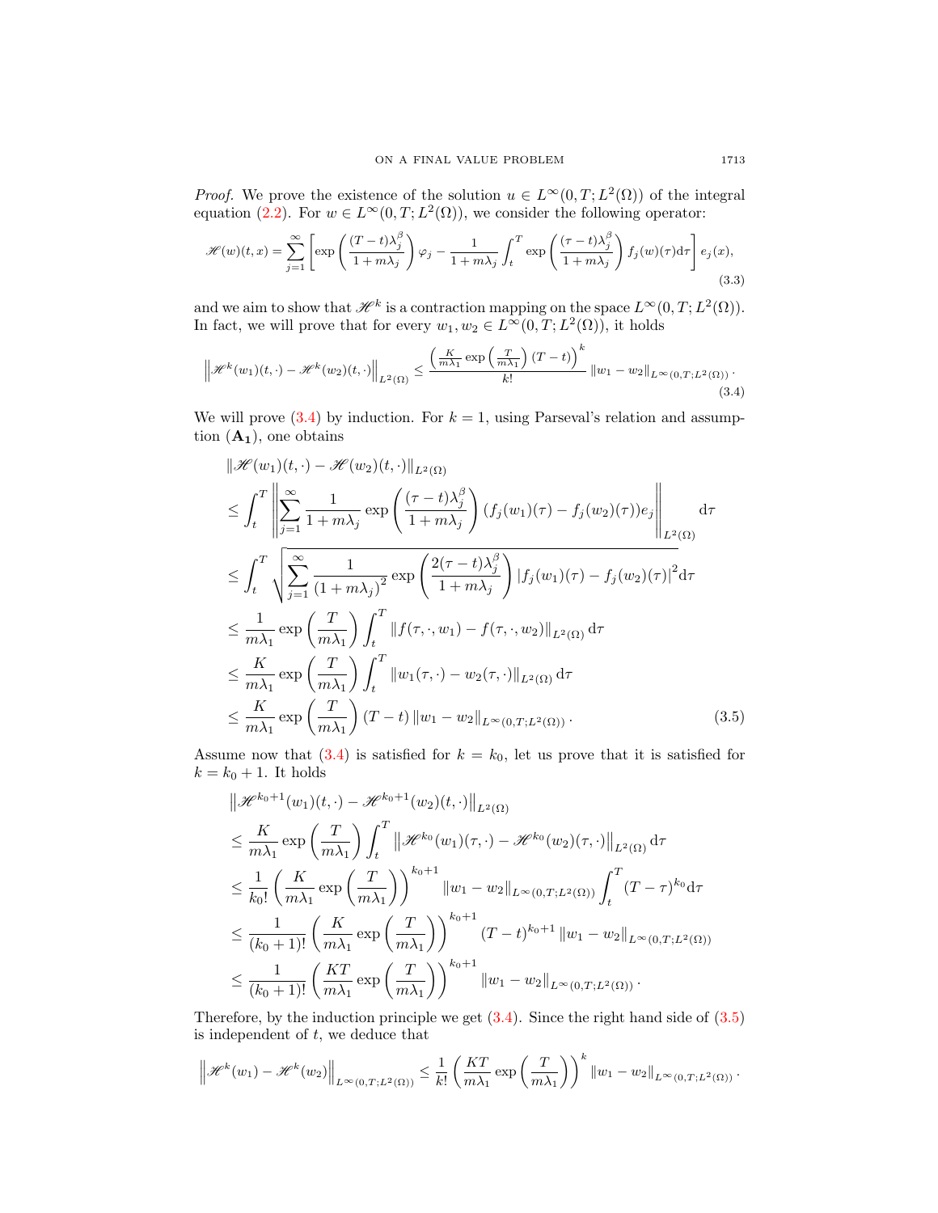*Proof.* We prove the existence of the solution $u \in L^\infty(0,T;L^2(\Omega))$ of the integral equation (2.2). For $w \in L^\infty(0,T;L^2(\Omega))$, we consider the following operator:

$$\mathscr{H}(w)(t,x) = \sum_{j=1}^{\infty} \left[ \exp\left( \frac{(T-t)\lambda_j^\beta}{1+m\lambda_j} \right) \varphi_j - \frac{1}{1+m\lambda_j} \int_t^T \exp\left( \frac{(\tau-t)\lambda_j^\beta}{1+m\lambda_j} \right) f_j(w)(\tau) \mathrm{d}\tau \right] e_j(x), \tag{3.3}$$

and we aim to show that $\mathscr{H}^k$ is a contraction mapping on the space $L^\infty(0,T;L^2(\Omega))$. In fact, we will prove that for every $w_1, w_2 \in L^\infty(0,T;L^2(\Omega))$, it holds

$$\left\| \mathscr{H}^k(w_1)(t,\cdot) - \mathscr{H}^k(w_2)(t,\cdot) \right\|_{L^2(\Omega)} \le \frac{\left( \frac{K}{m\lambda_1} \exp\left( \frac{T}{m\lambda_1} \right)(T-t) \right)^k}{k!} \|w_1 - w_2\|_{L^\infty(0,T;L^2(\Omega))}. \tag{3.4}$$

We will prove (3.4) by induction. For $k=1$, using Parseval's relation and assumption $(\mathbf{A_1})$, one obtains

$$\begin{aligned}
&\|\mathscr{H}(w_1)(t,\cdot) - \mathscr{H}(w_2)(t,\cdot)\|_{L^2(\Omega)} \\
&\le \int_t^T \left\| \sum_{j=1}^{\infty} \frac{1}{1+m\lambda_j} \exp\left( \frac{(\tau-t)\lambda_j^\beta}{1+m\lambda_j} \right) (f_j(w_1)(\tau) - f_j(w_2)(\tau)) e_j \right\|_{L^2(\Omega)} \mathrm{d}\tau \\
&\le \int_t^T \sqrt{ \sum_{j=1}^{\infty} \frac{1}{(1+m\lambda_j)^2} \exp\left( \frac{2(\tau-t)\lambda_j^\beta}{1+m\lambda_j} \right) |f_j(w_1)(\tau) - f_j(w_2)(\tau)|^2 } \mathrm{d}\tau \\
&\le \frac{1}{m\lambda_1} \exp\left( \frac{T}{m\lambda_1} \right) \int_t^T \|f(\tau,\cdot,w_1) - f(\tau,\cdot,w_2)\|_{L^2(\Omega)} \mathrm{d}\tau \\
&\le \frac{K}{m\lambda_1} \exp\left( \frac{T}{m\lambda_1} \right) \int_t^T \|w_1(\tau,\cdot) - w_2(\tau,\cdot)\|_{L^2(\Omega)} \mathrm{d}\tau \\
&\le \frac{K}{m\lambda_1} \exp\left( \frac{T}{m\lambda_1} \right) (T-t) \|w_1 - w_2\|_{L^\infty(0,T;L^2(\Omega))}.
\end{aligned} \tag{3.5}$$

Assume now that (3.4) is satisfied for $k = k_0$, let us prove that it is satisfied for $k = k_0 + 1$. It holds

$$\begin{aligned}
&\left\| \mathscr{H}^{k_0+1}(w_1)(t,\cdot) - \mathscr{H}^{k_0+1}(w_2)(t,\cdot) \right\|_{L^2(\Omega)} \\
&\le \frac{K}{m\lambda_1} \exp\left( \frac{T}{m\lambda_1} \right) \int_t^T \left\| \mathscr{H}^{k_0}(w_1)(\tau,\cdot) - \mathscr{H}^{k_0}(w_2)(\tau,\cdot) \right\|_{L^2(\Omega)} \mathrm{d}\tau \\
&\le \frac{1}{k_0!} \left( \frac{K}{m\lambda_1} \exp\left( \frac{T}{m\lambda_1} \right) \right)^{k_0+1} \|w_1 - w_2\|_{L^\infty(0,T;L^2(\Omega))} \int_t^T (T-\tau)^{k_0} \mathrm{d}\tau \\
&\le \frac{1}{(k_0+1)!} \left( \frac{K}{m\lambda_1} \exp\left( \frac{T}{m\lambda_1} \right) \right)^{k_0+1} (T-t)^{k_0+1} \|w_1 - w_2\|_{L^\infty(0,T;L^2(\Omega))} \\
&\le \frac{1}{(k_0+1)!} \left( \frac{KT}{m\lambda_1} \exp\left( \frac{T}{m\lambda_1} \right) \right)^{k_0+1} \|w_1 - w_2\|_{L^\infty(0,T;L^2(\Omega))}.
\end{aligned}$$

Therefore, by the induction principle we get (3.4). Since the right hand side of (3.5) is independent of $t$, we deduce that

$$\left\| \mathscr{H}^k(w_1) - \mathscr{H}^k(w_2) \right\|_{L^\infty(0,T;L^2(\Omega))} \le \frac{1}{k!} \left( \frac{KT}{m\lambda_1} \exp\left( \frac{T}{m\lambda_1} \right) \right)^k \|w_1 - w_2\|_{L^\infty(0,T;L^2(\Omega))}.$$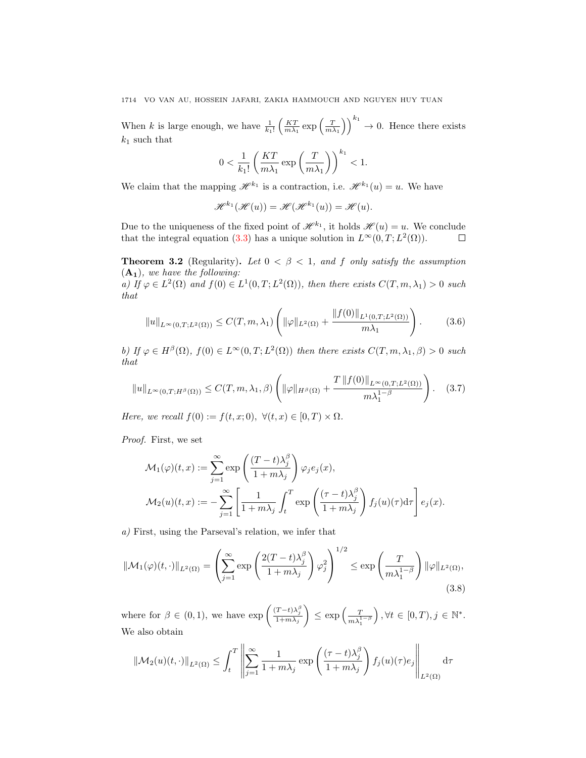When $k$ is large enough, we have $\frac{1}{k_1!}\left(\frac{KT}{m\lambda_1}\exp\left(\frac{T}{m\lambda_1}\right)\right)^{k_1} \to 0$. Hence there exists $k_1$ such that

$$0 < \frac{1}{k_1!}\left(\frac{KT}{m\lambda_1}\exp\left(\frac{T}{m\lambda_1}\right)\right)^{k_1} < 1.$$

We claim that the mapping $\mathscr{H}^{k_1}$ is a contraction, i.e. $\mathscr{H}^{k_1}(u) = u$. We have

$$\mathscr{H}^{k_1}(\mathscr{H}(u)) = \mathscr{H}(\mathscr{H}^{k_1}(u)) = \mathscr{H}(u).$$

Due to the uniqueness of the fixed point of $\mathscr{H}^{k_1}$, it holds $\mathscr{H}(u) = u$. We conclude that the integral equation (3.3) has a unique solution in $L^\infty(0,T;L^2(\Omega))$. $\square$

**Theorem 3.2** (Regularity)**.** *Let $0 < \beta < 1$, and $f$ only satisfy the assumption $(\mathbf{A_1})$, we have the following:*
*a) If $\varphi \in L^2(\Omega)$ and $f(0) \in L^1(0,T;L^2(\Omega))$, then there exists $C(T,m,\lambda_1) > 0$ such that*

$$\|u\|_{L^\infty(0,T;L^2(\Omega))} \le C(T,m,\lambda_1)\left(\|\varphi\|_{L^2(\Omega)} + \frac{\|f(0)\|_{L^1(0,T;L^2(\Omega))}}{m\lambda_1}\right). \tag{3.6}$$

*b) If $\varphi \in H^\beta(\Omega)$, $f(0) \in L^\infty(0,T;L^2(\Omega))$ then there exists $C(T,m,\lambda_1,\beta) > 0$ such that*

$$\|u\|_{L^\infty(0,T;H^\beta(\Omega))} \le C(T,m,\lambda_1,\beta)\left(\|\varphi\|_{H^\beta(\Omega)} + \frac{T\,\|f(0)\|_{L^\infty(0,T;L^2(\Omega))}}{m\lambda_1^{1-\beta}}\right). \tag{3.7}$$

*Here, we recall $f(0) := f(t,x;0),\ \forall (t,x) \in [0,T) \times \Omega$.*

*Proof.* First, we set

$$\mathcal{M}_1(\varphi)(t,x) := \sum_{j=1}^{\infty} \exp\left(\frac{(T-t)\lambda_j^\beta}{1+m\lambda_j}\right)\varphi_j e_j(x),$$

$$\mathcal{M}_2(u)(t,x) := -\sum_{j=1}^{\infty}\left[\frac{1}{1+m\lambda_j}\int_t^T \exp\left(\frac{(\tau-t)\lambda_j^\beta}{1+m\lambda_j}\right) f_j(u)(\tau)\mathrm{d}\tau\right] e_j(x).$$

*a)* First, using the Parseval's relation, we infer that

$$\|\mathcal{M}_1(\varphi)(t,\cdot)\|_{L^2(\Omega)} = \left(\sum_{j=1}^{\infty}\exp\left(\frac{2(T-t)\lambda_j^\beta}{1+m\lambda_j}\right)\varphi_j^2\right)^{1/2} \le \exp\left(\frac{T}{m\lambda_1^{1-\beta}}\right)\|\varphi\|_{L^2(\Omega)}, \tag{3.8}$$

where for $\beta \in (0,1)$, we have $\exp\left(\frac{(T-t)\lambda_j^\beta}{1+m\lambda_j}\right) \le \exp\left(\frac{T}{m\lambda_1^{1-\beta}}\right), \forall t \in [0,T), j \in \mathbb{N}^*$. We also obtain

$$\|\mathcal{M}_2(u)(t,\cdot)\|_{L^2(\Omega)} \le \int_t^T \left\|\sum_{j=1}^{\infty}\frac{1}{1+m\lambda_j}\exp\left(\frac{(\tau-t)\lambda_j^\beta}{1+m\lambda_j}\right) f_j(u)(\tau) e_j\right\|_{L^2(\Omega)} \mathrm{d}\tau$$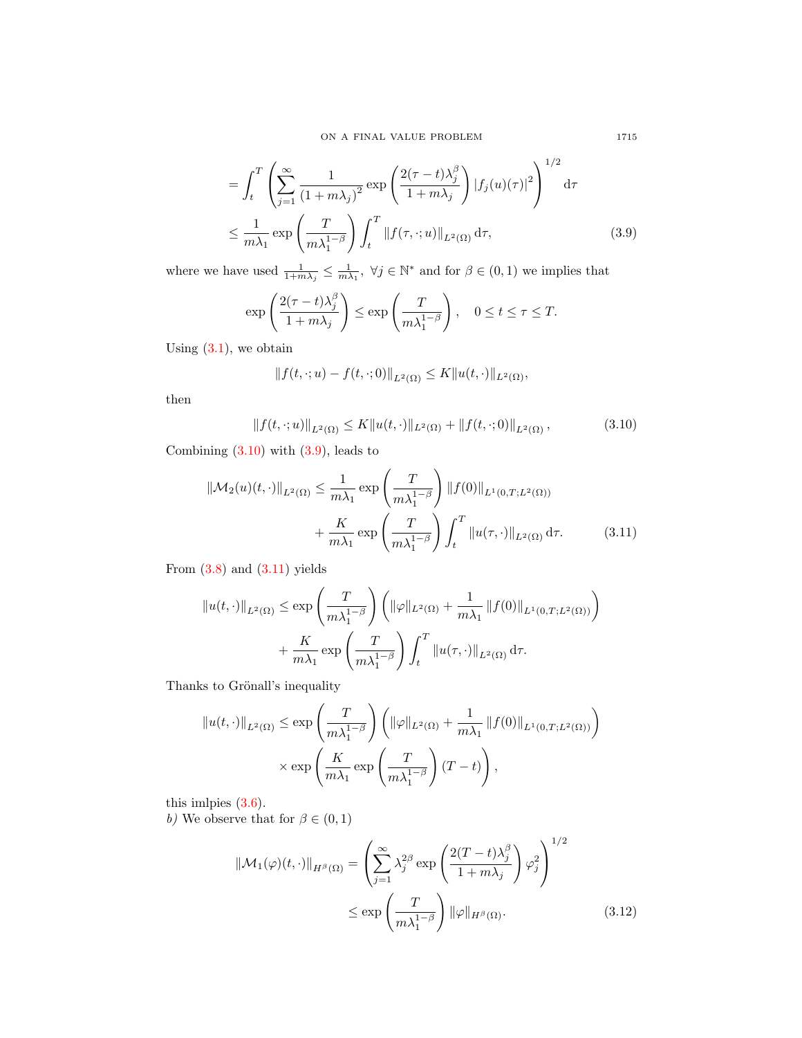$$
= \int_t^T \left( \sum_{j=1}^\infty \frac{1}{(1+m\lambda_j)^2} \exp\left( \frac{2(\tau - t)\lambda_j^\beta}{1+m\lambda_j} \right) |f_j(u)(\tau)|^2 \right)^{1/2} \mathrm{d}\tau
$$

$$
\leq \frac{1}{m\lambda_1} \exp\left( \frac{T}{m\lambda_1^{1-\beta}} \right) \int_t^T \|f(\tau, \cdot; u)\|_{L^2(\Omega)} \,\mathrm{d}\tau, \tag{3.9}
$$

where we have used $\frac{1}{1+m\lambda_j} \leq \frac{1}{m\lambda_1}$, $\forall j \in \mathbb{N}^*$ and for $\beta \in (0,1)$ we implies that

$$
\exp\left( \frac{2(\tau - t)\lambda_j^\beta}{1+m\lambda_j} \right) \leq \exp\left( \frac{T}{m\lambda_1^{1-\beta}} \right), \quad 0 \leq t \leq \tau \leq T.
$$

Using (3.1), we obtain

$$
\|f(t, \cdot; u) - f(t, \cdot; 0)\|_{L^2(\Omega)} \leq K \|u(t, \cdot)\|_{L^2(\Omega)},
$$

then

$$
\|f(t, \cdot; u)\|_{L^2(\Omega)} \leq K \|u(t, \cdot)\|_{L^2(\Omega)} + \|f(t, \cdot; 0)\|_{L^2(\Omega)}, \tag{3.10}
$$

Combining (3.10) with (3.9), leads to

$$
\|\mathcal{M}_2(u)(t, \cdot)\|_{L^2(\Omega)} \leq \frac{1}{m\lambda_1} \exp\left( \frac{T}{m\lambda_1^{1-\beta}} \right) \|f(0)\|_{L^1(0,T;L^2(\Omega))}
$$

$$
+ \frac{K}{m\lambda_1} \exp\left( \frac{T}{m\lambda_1^{1-\beta}} \right) \int_t^T \|u(\tau, \cdot)\|_{L^2(\Omega)} \,\mathrm{d}\tau. \tag{3.11}
$$

From (3.8) and (3.11) yields

$$
\|u(t, \cdot)\|_{L^2(\Omega)} \leq \exp\left( \frac{T}{m\lambda_1^{1-\beta}} \right) \left( \|\varphi\|_{L^2(\Omega)} + \frac{1}{m\lambda_1} \|f(0)\|_{L^1(0,T;L^2(\Omega))} \right)
$$

$$
+ \frac{K}{m\lambda_1} \exp\left( \frac{T}{m\lambda_1^{1-\beta}} \right) \int_t^T \|u(\tau, \cdot)\|_{L^2(\Omega)} \,\mathrm{d}\tau.
$$

Thanks to Grönall's inequality

$$
\|u(t, \cdot)\|_{L^2(\Omega)} \leq \exp\left( \frac{T}{m\lambda_1^{1-\beta}} \right) \left( \|\varphi\|_{L^2(\Omega)} + \frac{1}{m\lambda_1} \|f(0)\|_{L^1(0,T;L^2(\Omega))} \right)
$$

$$
\times \exp\left( \frac{K}{m\lambda_1} \exp\left( \frac{T}{m\lambda_1^{1-\beta}} \right) (T - t) \right),
$$

this imlpies (3.6).

*b)* We observe that for $\beta \in (0,1)$

$$
\|\mathcal{M}_1(\varphi)(t, \cdot)\|_{H^\beta(\Omega)} = \left( \sum_{j=1}^\infty \lambda_j^{2\beta} \exp\left( \frac{2(T-t)\lambda_j^\beta}{1+m\lambda_j} \right) \varphi_j^2 \right)^{1/2}
$$

$$
\leq \exp\left( \frac{T}{m\lambda_1^{1-\beta}} \right) \|\varphi\|_{H^\beta(\Omega)}. \tag{3.12}
$$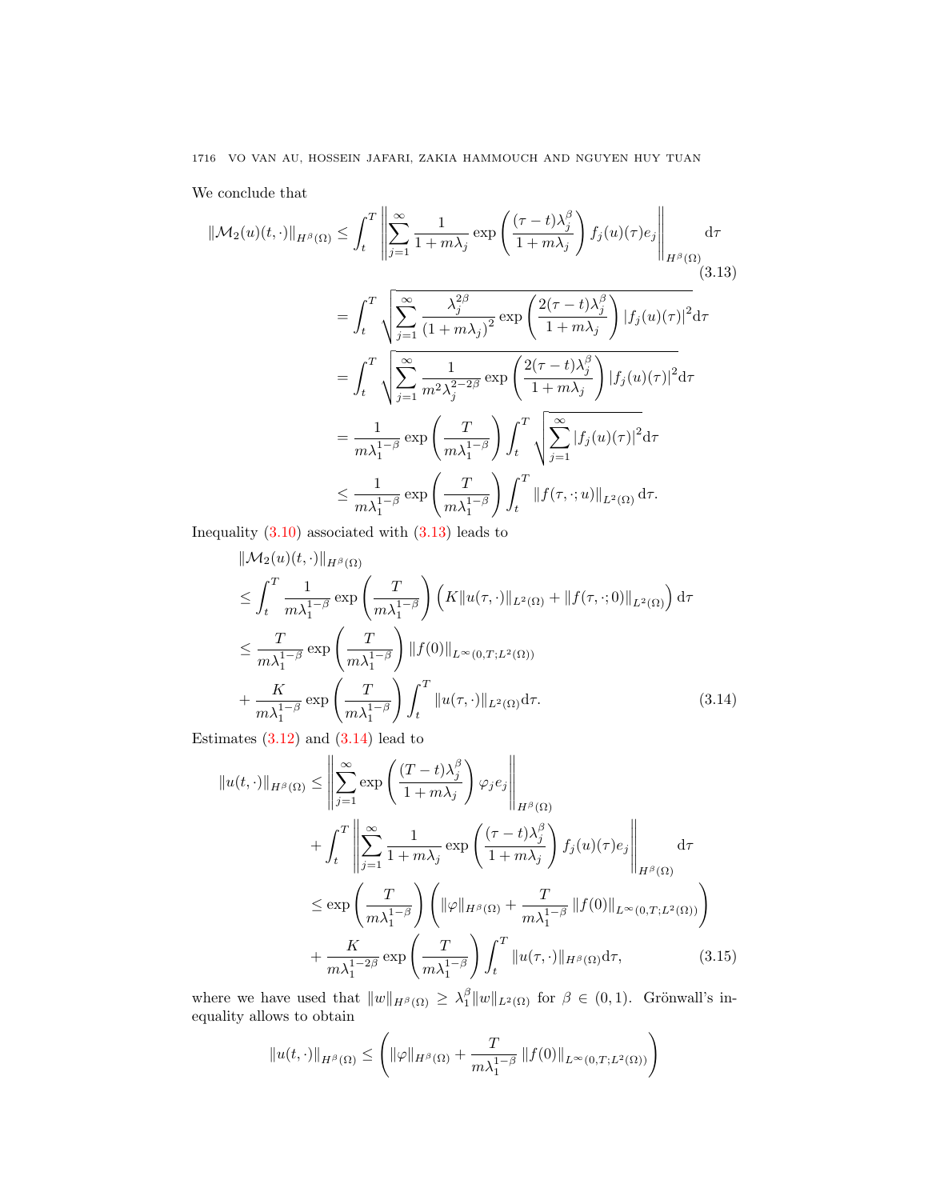We conclude that

$$
\begin{aligned}
\|\mathcal{M}_2(u)(t,\cdot)\|_{H^\beta(\Omega)} &\le \int_t^T \left\| \sum_{j=1}^\infty \frac{1}{1+m\lambda_j} \exp\left( \frac{(\tau - t)\lambda_j^\beta}{1+m\lambda_j} \right) f_j(u)(\tau) e_j \right\|_{H^\beta(\Omega)} \mathrm{d}\tau \qquad (3.13) \\
&= \int_t^T \sqrt{ \sum_{j=1}^\infty \frac{\lambda_j^{2\beta}}{(1+m\lambda_j)^2} \exp\left( \frac{2(\tau - t)\lambda_j^\beta}{1+m\lambda_j} \right) |f_j(u)(\tau)|^2 } \mathrm{d}\tau \\
&= \int_t^T \sqrt{ \sum_{j=1}^\infty \frac{1}{m^2\lambda_j^{2-2\beta}} \exp\left( \frac{2(\tau - t)\lambda_j^\beta}{1+m\lambda_j} \right) |f_j(u)(\tau)|^2 } \mathrm{d}\tau \\
&= \frac{1}{m\lambda_1^{1-\beta}} \exp\left( \frac{T}{m\lambda_1^{1-\beta}} \right) \int_t^T \sqrt{ \sum_{j=1}^\infty |f_j(u)(\tau)|^2 } \mathrm{d}\tau \\
&\le \frac{1}{m\lambda_1^{1-\beta}} \exp\left( \frac{T}{m\lambda_1^{1-\beta}} \right) \int_t^T \|f(\tau,\cdot;u)\|_{L^2(\Omega)} \mathrm{d}\tau.
\end{aligned}
$$

Inequality (3.10) associated with (3.13) leads to

$$
\begin{aligned}
&\|\mathcal{M}_2(u)(t,\cdot)\|_{H^\beta(\Omega)} \\
&\le \int_t^T \frac{1}{m\lambda_1^{1-\beta}} \exp\left( \frac{T}{m\lambda_1^{1-\beta}} \right) \Big( K\|u(\tau,\cdot)\|_{L^2(\Omega)} + \|f(\tau,\cdot;0)\|_{L^2(\Omega)} \Big) \mathrm{d}\tau \\
&\le \frac{T}{m\lambda_1^{1-\beta}} \exp\left( \frac{T}{m\lambda_1^{1-\beta}} \right) \|f(0)\|_{L^\infty(0,T;L^2(\Omega))} \\
&+ \frac{K}{m\lambda_1^{1-\beta}} \exp\left( \frac{T}{m\lambda_1^{1-\beta}} \right) \int_t^T \|u(\tau,\cdot)\|_{L^2(\Omega)} \mathrm{d}\tau. \qquad (3.14)
\end{aligned}
$$

Estimates (3.12) and (3.14) lead to

$$
\begin{aligned}
\|u(t,\cdot)\|_{H^\beta(\Omega)} &\le \left\| \sum_{j=1}^\infty \exp\left( \frac{(T-t)\lambda_j^\beta}{1+m\lambda_j} \right) \varphi_j e_j \right\|_{H^\beta(\Omega)} \\
&+ \int_t^T \left\| \sum_{j=1}^\infty \frac{1}{1+m\lambda_j} \exp\left( \frac{(\tau - t)\lambda_j^\beta}{1+m\lambda_j} \right) f_j(u)(\tau) e_j \right\|_{H^\beta(\Omega)} \mathrm{d}\tau \\
&\le \exp\left( \frac{T}{m\lambda_1^{1-\beta}} \right) \left( \|\varphi\|_{H^\beta(\Omega)} + \frac{T}{m\lambda_1^{1-\beta}} \|f(0)\|_{L^\infty(0,T;L^2(\Omega))} \right) \\
&+ \frac{K}{m\lambda_1^{1-2\beta}} \exp\left( \frac{T}{m\lambda_1^{1-\beta}} \right) \int_t^T \|u(\tau,\cdot)\|_{H^\beta(\Omega)} \mathrm{d}\tau, \qquad (3.15)
\end{aligned}
$$

where we have used that $\|w\|_{H^\beta(\Omega)} \ge \lambda_1^\beta \|w\|_{L^2(\Omega)}$ for $\beta \in (0,1)$. Grönwall's inequality allows to obtain

$$
\|u(t,\cdot)\|_{H^\beta(\Omega)} \le \left( \|\varphi\|_{H^\beta(\Omega)} + \frac{T}{m\lambda_1^{1-\beta}} \|f(0)\|_{L^\infty(0,T;L^2(\Omega))} \right)
$$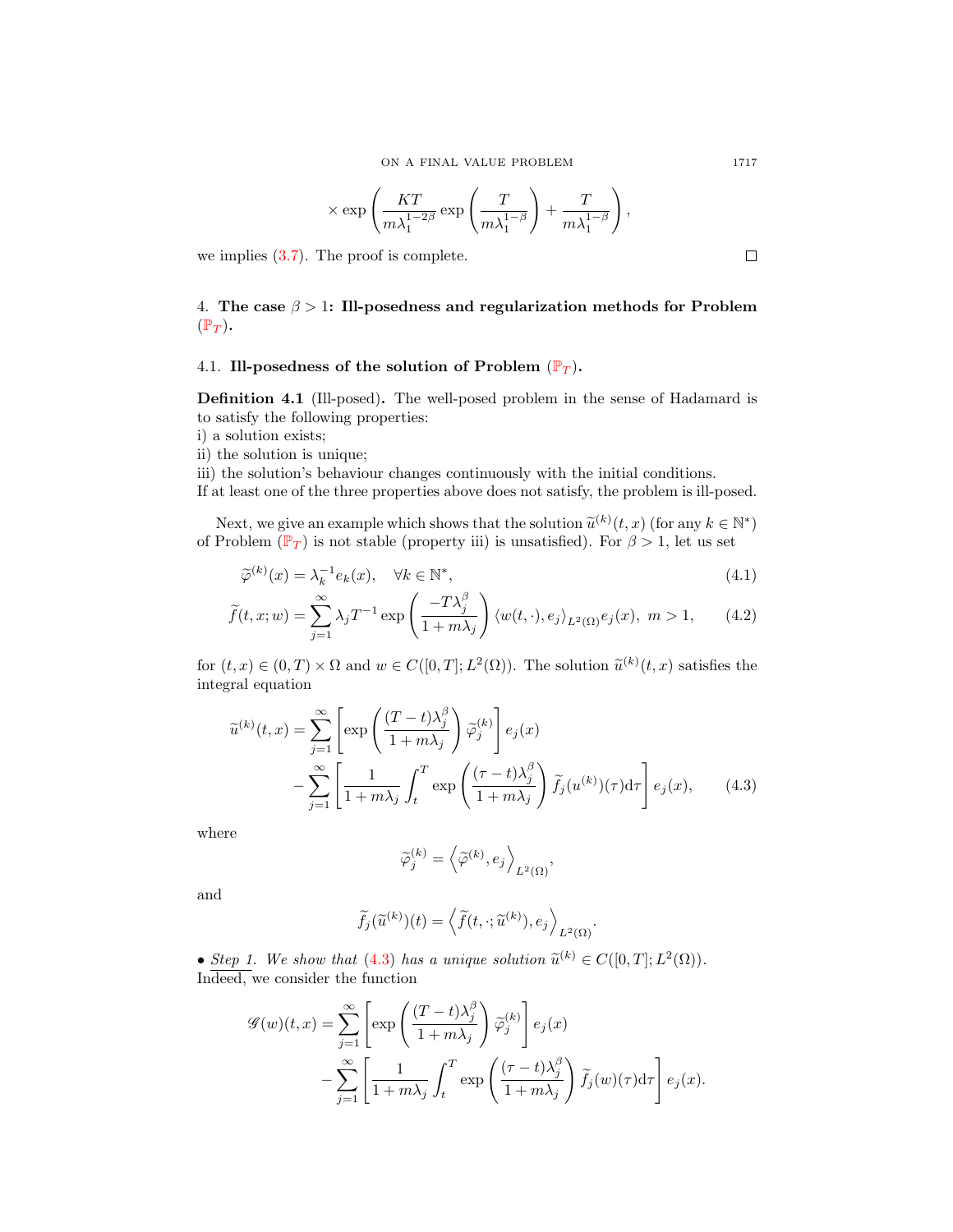$$\times \exp\left(\frac{KT}{m\lambda_1^{1-2\beta}} \exp\left(\frac{T}{m\lambda_1^{1-\beta}}\right) + \frac{T}{m\lambda_1^{1-\beta}}\right),$$

we implies (3.7). The proof is complete. $\square$

## 4. The case $\beta > 1$: Ill-posedness and regularization methods for Problem ($\mathbb{P}_T$).

### 4.1. Ill-posedness of the solution of Problem ($\mathbb{P}_T$).

**Definition 4.1** (Ill-posed)**.** The well-posed problem in the sense of Hadamard is to satisfy the following properties:
i) a solution exists;
ii) the solution is unique;
iii) the solution's behaviour changes continuously with the initial conditions.
If at least one of the three properties above does not satisfy, the problem is ill-posed.

Next, we give an example which shows that the solution $\widetilde{u}^{(k)}(t,x)$ (for any $k \in \mathbb{N}^*$) of Problem ($\mathbb{P}_T$) is not stable (property iii) is unsatisfied). For $\beta > 1$, let us set

$$\widetilde{\varphi}^{(k)}(x) = \lambda_k^{-1} e_k(x), \quad \forall k \in \mathbb{N}^*, \tag{4.1}$$

$$\widetilde{f}(t,x;w) = \sum_{j=1}^{\infty} \lambda_j T^{-1} \exp\left(\frac{-T\lambda_j^\beta}{1+m\lambda_j}\right) \langle w(t,\cdot), e_j\rangle_{L^2(\Omega)} e_j(x), \; m > 1, \tag{4.2}$$

for $(t,x) \in (0,T) \times \Omega$ and $w \in C([0,T];L^2(\Omega))$. The solution $\widetilde{u}^{(k)}(t,x)$ satisfies the integral equation

$$\begin{aligned}
\widetilde{u}^{(k)}(t,x) = &\sum_{j=1}^{\infty} \left[\exp\left(\frac{(T-t)\lambda_j^\beta}{1+m\lambda_j}\right) \widetilde{\varphi}_j^{(k)}\right] e_j(x) \\
&- \sum_{j=1}^{\infty} \left[\frac{1}{1+m\lambda_j} \int_t^T \exp\left(\frac{(\tau-t)\lambda_j^\beta}{1+m\lambda_j}\right) \widetilde{f}_j(u^{(k)})(\tau) \mathrm{d}\tau\right] e_j(x),
\end{aligned} \tag{4.3}$$

where

$$\widetilde{\varphi}_j^{(k)} = \left\langle \widetilde{\varphi}^{(k)}, e_j \right\rangle_{L^2(\Omega)},$$

and

$$\widetilde{f}_j(\widetilde{u}^{(k)})(t) = \left\langle \widetilde{f}(t,\cdot;\widetilde{u}^{(k)}), e_j \right\rangle_{L^2(\Omega)}.$$

• <u>Step 1</u>. *We show that (4.3) has a unique solution $\widetilde{u}^{(k)} \in C([0,T];L^2(\Omega))$.* Indeed, we consider the function

$$\begin{aligned}
\mathscr{G}(w)(t,x) = &\sum_{j=1}^{\infty} \left[\exp\left(\frac{(T-t)\lambda_j^\beta}{1+m\lambda_j}\right) \widetilde{\varphi}_j^{(k)}\right] e_j(x) \\
&- \sum_{j=1}^{\infty} \left[\frac{1}{1+m\lambda_j} \int_t^T \exp\left(\frac{(\tau-t)\lambda_j^\beta}{1+m\lambda_j}\right) \widetilde{f}_j(w)(\tau) \mathrm{d}\tau\right] e_j(x).
\end{aligned}$$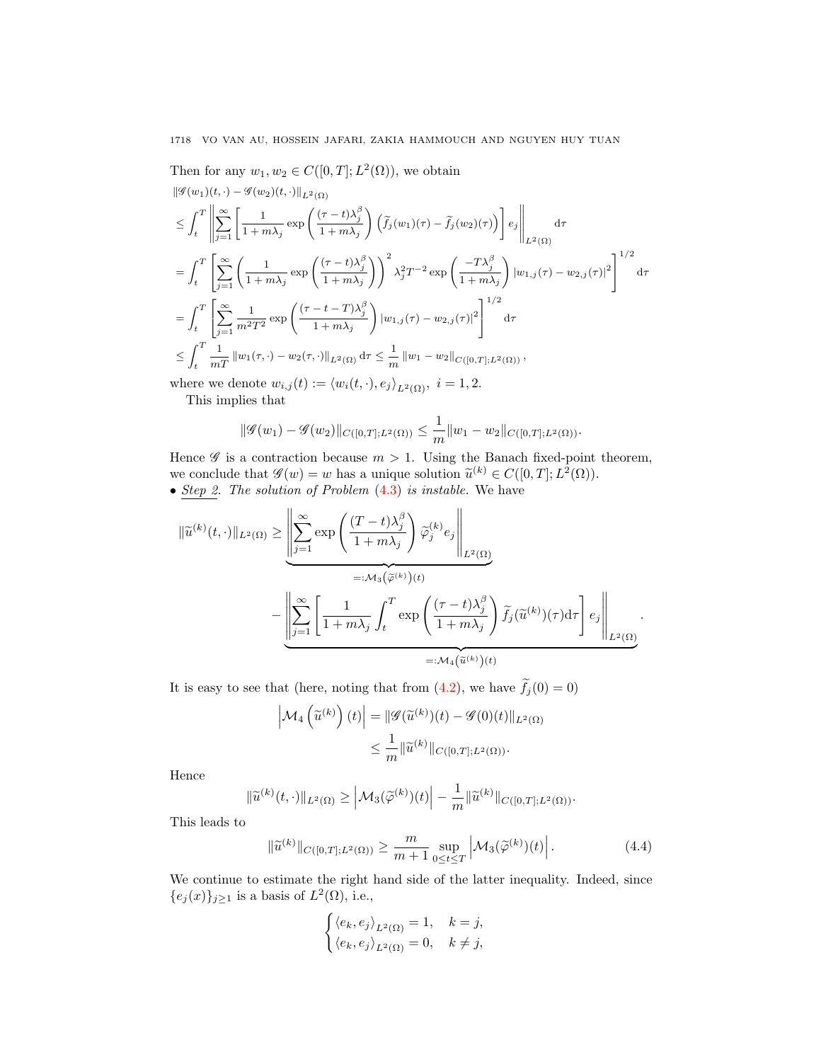Then for any $w_1, w_2 \in C([0,T];L^2(\Omega))$, we obtain

$$
\begin{aligned}
&\|\mathscr{G}(w_1)(t,\cdot) - \mathscr{G}(w_2)(t,\cdot)\|_{L^2(\Omega)} \\
&\leq \int_t^T \left\| \sum_{j=1}^\infty \left[ \frac{1}{1+m\lambda_j} \exp\left( \frac{(\tau - t)\lambda_j^\beta}{1+m\lambda_j} \right) \left( \widetilde{f}_j(w_1)(\tau) - \widetilde{f}_j(w_2)(\tau) \right) \right] e_j \right\|_{L^2(\Omega)} \mathrm{d}\tau \\
&= \int_t^T \left[ \sum_{j=1}^\infty \left( \frac{1}{1+m\lambda_j} \exp\left( \frac{(\tau - t)\lambda_j^\beta}{1+m\lambda_j} \right) \right)^2 \lambda_j^2 T^{-2} \exp\left( \frac{-T\lambda_j^\beta}{1+m\lambda_j} \right) |w_{1,j}(\tau) - w_{2,j}(\tau)|^2 \right]^{1/2} \mathrm{d}\tau \\
&= \int_t^T \left[ \sum_{j=1}^\infty \frac{1}{m^2 T^2} \exp\left( \frac{(\tau - t - T)\lambda_j^\beta}{1+m\lambda_j} \right) |w_{1,j}(\tau) - w_{2,j}(\tau)|^2 \right]^{1/2} \mathrm{d}\tau \\
&\leq \int_t^T \frac{1}{mT} \|w_1(\tau,\cdot) - w_2(\tau,\cdot)\|_{L^2(\Omega)} \mathrm{d}\tau \leq \frac{1}{m} \|w_1 - w_2\|_{C([0,T];L^2(\Omega))},
\end{aligned}
$$

where we denote $w_{i,j}(t) := \langle w_i(t,\cdot), e_j \rangle_{L^2(\Omega)},\ i = 1, 2$.

This implies that

$$
\|\mathscr{G}(w_1) - \mathscr{G}(w_2)\|_{C([0,T];L^2(\Omega))} \leq \frac{1}{m} \|w_1 - w_2\|_{C([0,T];L^2(\Omega))}.
$$

Hence $\mathscr{G}$ is a contraction because $m > 1$. Using the Banach fixed-point theorem, we conclude that $\mathscr{G}(w) = w$ has a unique solution $\widetilde{u}^{(k)} \in C([0,T];L^2(\Omega))$.

• _Step 2_. *The solution of Problem* (4.3) *is instable.* We have

$$
\begin{aligned}
\|\widetilde{u}^{(k)}(t,\cdot)\|_{L^2(\Omega)} \geq & \underbrace{\left\| \sum_{j=1}^\infty \exp\left( \frac{(T-t)\lambda_j^\beta}{1+m\lambda_j} \right) \widetilde{\varphi}_j^{(k)} e_j \right\|_{L^2(\Omega)}}_{=:\mathcal{M}_3\left(\widetilde{\varphi}^{(k)}\right)(t)} \\
& - \underbrace{\left\| \sum_{j=1}^\infty \left[ \frac{1}{1+m\lambda_j} \int_t^T \exp\left( \frac{(\tau - t)\lambda_j^\beta}{1+m\lambda_j} \right) \widetilde{f}_j(\widetilde{u}^{(k)})(\tau) \mathrm{d}\tau \right] e_j \right\|_{L^2(\Omega)}}_{=:\mathcal{M}_4\left(\widetilde{u}^{(k)}\right)(t)}.
\end{aligned}
$$

It is easy to see that (here, noting that from (4.2), we have $\widetilde{f}_j(0) = 0$)

$$
\begin{aligned}
\left| \mathcal{M}_4\left(\widetilde{u}^{(k)}\right)(t) \right| &= \|\mathscr{G}(\widetilde{u}^{(k)})(t) - \mathscr{G}(0)(t)\|_{L^2(\Omega)} \\
&\leq \frac{1}{m} \|\widetilde{u}^{(k)}\|_{C([0,T];L^2(\Omega))}.
\end{aligned}
$$

Hence

$$
\|\widetilde{u}^{(k)}(t,\cdot)\|_{L^2(\Omega)} \geq \left| \mathcal{M}_3(\widetilde{\varphi}^{(k)})(t) \right| - \frac{1}{m} \|\widetilde{u}^{(k)}\|_{C([0,T];L^2(\Omega))}.
$$

This leads to

$$
\|\widetilde{u}^{(k)}\|_{C([0,T];L^2(\Omega))} \geq \frac{m}{m+1} \sup_{0 \leq t \leq T} \left| \mathcal{M}_3(\widetilde{\varphi}^{(k)})(t) \right|. \tag{4.4}
$$

We continue to estimate the right hand side of the latter inequality. Indeed, since $\{e_j(x)\}_{j\geq 1}$ is a basis of $L^2(\Omega)$, i.e.,

$$
\begin{cases}
\langle e_k, e_j \rangle_{L^2(\Omega)} = 1, & k = j, \\
\langle e_k, e_j \rangle_{L^2(\Omega)} = 0, & k \neq j,
\end{cases}
$$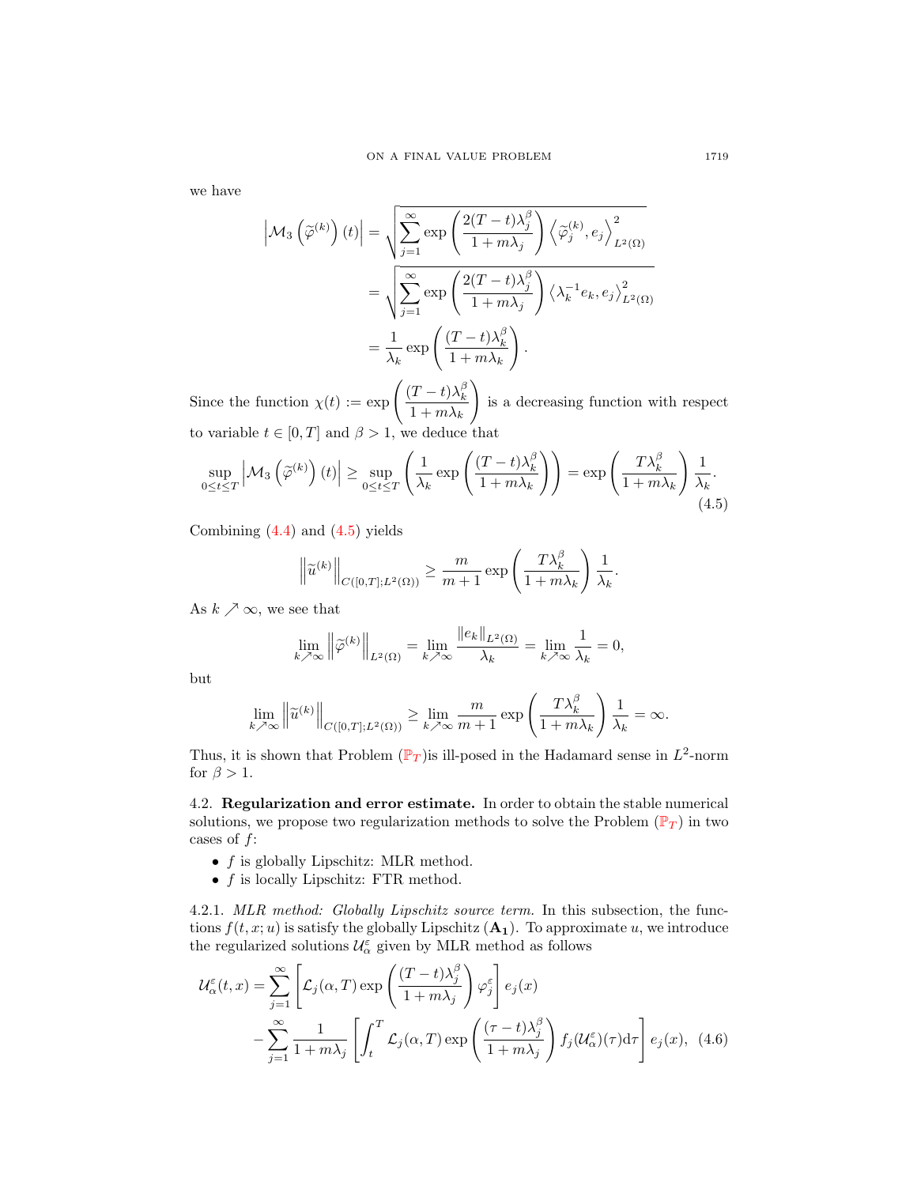we have

$$
\begin{aligned}
\left|\mathcal{M}_3\left(\widetilde{\varphi}^{(k)}\right)(t)\right| &= \sqrt{\sum_{j=1}^{\infty} \exp\left(\frac{2(T-t)\lambda_j^{\beta}}{1+m\lambda_j}\right)\left\langle \widetilde{\varphi}_j^{(k)}, e_j\right\rangle_{L^2(\Omega)}^2} \\
&= \sqrt{\sum_{j=1}^{\infty} \exp\left(\frac{2(T-t)\lambda_j^{\beta}}{1+m\lambda_j}\right)\left\langle \lambda_k^{-1} e_k, e_j\right\rangle_{L^2(\Omega)}^2} \\
&= \frac{1}{\lambda_k}\exp\left(\frac{(T-t)\lambda_k^{\beta}}{1+m\lambda_k}\right).
\end{aligned}
$$

Since the function $\chi(t) := \exp\left(\dfrac{(T-t)\lambda_k^{\beta}}{1+m\lambda_k}\right)$ is a decreasing function with respect to variable $t \in [0,T]$ and $\beta > 1$, we deduce that

$$
\sup_{0\le t\le T}\left|\mathcal{M}_3\left(\widetilde{\varphi}^{(k)}\right)(t)\right| \ge \sup_{0\le t\le T}\left(\frac{1}{\lambda_k}\exp\left(\frac{(T-t)\lambda_k^{\beta}}{1+m\lambda_k}\right)\right) = \exp\left(\frac{T\lambda_k^{\beta}}{1+m\lambda_k}\right)\frac{1}{\lambda_k}. \tag{4.5}
$$

Combining (4.4) and (4.5) yields

$$
\left\|\widetilde{u}^{(k)}\right\|_{C([0,T];L^2(\Omega))} \ge \frac{m}{m+1}\exp\left(\frac{T\lambda_k^{\beta}}{1+m\lambda_k}\right)\frac{1}{\lambda_k}.
$$

As $k \nearrow \infty$, we see that

$$
\lim_{k\nearrow\infty}\left\|\widetilde{\varphi}^{(k)}\right\|_{L^2(\Omega)} = \lim_{k\nearrow\infty}\frac{\|e_k\|_{L^2(\Omega)}}{\lambda_k} = \lim_{k\nearrow\infty}\frac{1}{\lambda_k} = 0,
$$

but

$$
\lim_{k\nearrow\infty}\left\|\widetilde{u}^{(k)}\right\|_{C([0,T];L^2(\Omega))} \ge \lim_{k\nearrow\infty}\frac{m}{m+1}\exp\left(\frac{T\lambda_k^{\beta}}{1+m\lambda_k}\right)\frac{1}{\lambda_k} = \infty.
$$

Thus, it is shown that Problem ($\mathbb{P}_T$)is ill-posed in the Hadamard sense in $L^2$-norm for $\beta > 1$.

4.2. **Regularization and error estimate.** In order to obtain the stable numerical solutions, we propose two regularization methods to solve the Problem ($\mathbb{P}_T$) in two cases of $f$:

- $f$ is globally Lipschitz: MLR method.
- $f$ is locally Lipschitz: FTR method.

4.2.1. *MLR method: Globally Lipschitz source term.* In this subsection, the functions $f(t,x;u)$ is satisfy the globally Lipschitz ($\mathbf{A_1}$). To approximate $u$, we introduce the regularized solutions $\mathcal{U}_{\alpha}^{\varepsilon}$ given by MLR method as follows

$$
\begin{aligned}
\mathcal{U}_{\alpha}^{\varepsilon}(t,x) &= \sum_{j=1}^{\infty}\left[\mathcal{L}_j(\alpha,T)\exp\left(\frac{(T-t)\lambda_j^{\beta}}{1+m\lambda_j}\right)\varphi_j^{\varepsilon}\right]e_j(x) \\
&\quad - \sum_{j=1}^{\infty}\frac{1}{1+m\lambda_j}\left[\int_t^T \mathcal{L}_j(\alpha,T)\exp\left(\frac{(\tau-t)\lambda_j^{\beta}}{1+m\lambda_j}\right)f_j(\mathcal{U}_{\alpha}^{\varepsilon})(\tau)\mathrm{d}\tau\right]e_j(x), \quad (4.6)
\end{aligned}
$$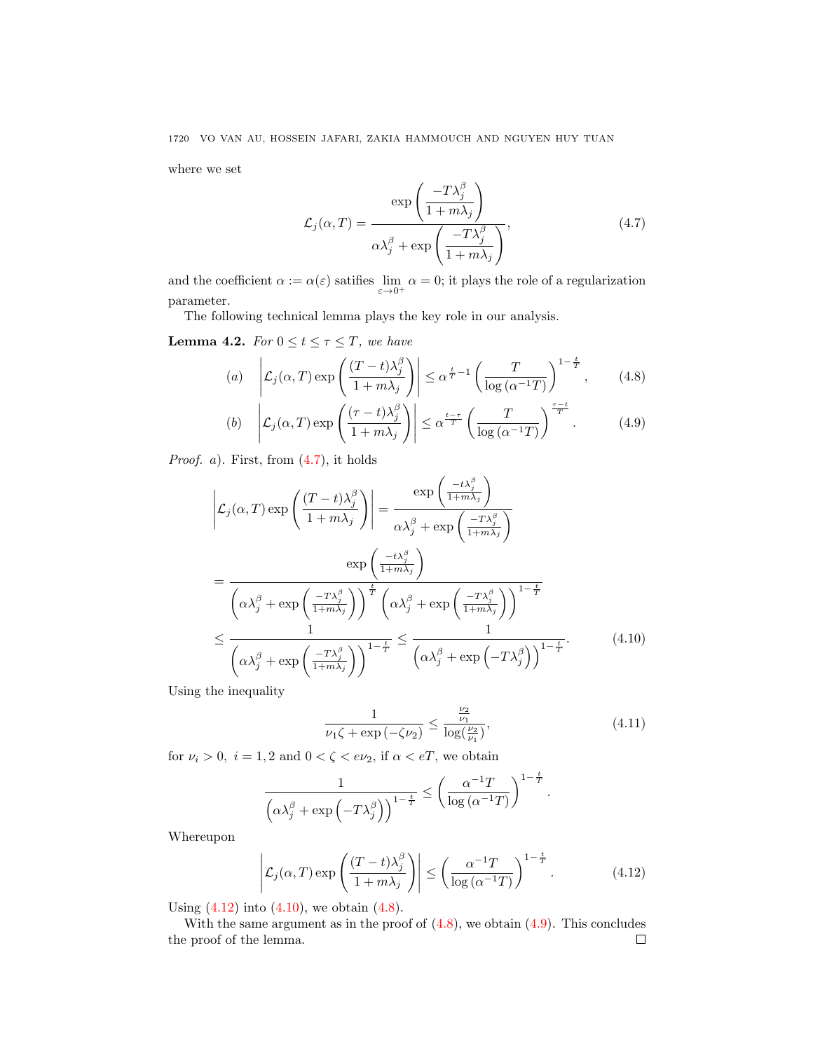where we set

$$\mathcal{L}_j(\alpha, T) = \frac{\exp\left(\dfrac{-T\lambda_j^\beta}{1+m\lambda_j}\right)}{\alpha\lambda_j^\beta + \exp\left(\dfrac{-T\lambda_j^\beta}{1+m\lambda_j}\right)}, \tag{4.7}$$

and the coefficient $\alpha := \alpha(\varepsilon)$ satifies $\lim\limits_{\varepsilon \to 0^+} \alpha = 0$; it plays the role of a regularization parameter.

The following technical lemma plays the key role in our analysis.

**Lemma 4.2.** *For $0 \le t \le \tau \le T$, we have*

$$(a) \quad \left| \mathcal{L}_j(\alpha, T) \exp\left(\frac{(T-t)\lambda_j^\beta}{1+m\lambda_j}\right) \right| \le \alpha^{\frac{t}{T}-1} \left( \frac{T}{\log\left(\alpha^{-1}T\right)} \right)^{1-\frac{t}{T}}, \tag{4.8}$$

$$(b) \quad \left| \mathcal{L}_j(\alpha, T) \exp\left(\frac{(\tau-t)\lambda_j^\beta}{1+m\lambda_j}\right) \right| \le \alpha^{\frac{t-\tau}{T}} \left( \frac{T}{\log\left(\alpha^{-1}T\right)} \right)^{\frac{\tau-t}{T}}. \tag{4.9}$$

*Proof.* *a*). First, from (4.7), it holds

$$\begin{aligned}
\left| \mathcal{L}_j(\alpha, T) \exp\left(\frac{(T-t)\lambda_j^\beta}{1+m\lambda_j}\right) \right| &= \frac{\exp\left(\frac{-t\lambda_j^\beta}{1+m\lambda_j}\right)}{\alpha\lambda_j^\beta + \exp\left(\frac{-T\lambda_j^\beta}{1+m\lambda_j}\right)} \\
&= \frac{\exp\left(\frac{-t\lambda_j^\beta}{1+m\lambda_j}\right)}{\left(\alpha\lambda_j^\beta + \exp\left(\frac{-T\lambda_j^\beta}{1+m\lambda_j}\right)\right)^{\frac{t}{T}} \left(\alpha\lambda_j^\beta + \exp\left(\frac{-T\lambda_j^\beta}{1+m\lambda_j}\right)\right)^{1-\frac{t}{T}}} \\
&\le \frac{1}{\left(\alpha\lambda_j^\beta + \exp\left(\frac{-T\lambda_j^\beta}{1+m\lambda_j}\right)\right)^{1-\frac{t}{T}}} \le \frac{1}{\left(\alpha\lambda_j^\beta + \exp\left(-T\lambda_j^\beta\right)\right)^{1-\frac{t}{T}}}.
\end{aligned} \tag{4.10}$$

Using the inequality

$$\frac{1}{\nu_1\zeta + \exp\left(-\zeta\nu_2\right)} \le \frac{\frac{\nu_2}{\nu_1}}{\log\left(\frac{\nu_2}{\nu_1}\right)}, \tag{4.11}$$

for $\nu_i > 0,\ i = 1,2$ and $0 < \zeta < e\nu_2$, if $\alpha < eT$, we obtain

$$\frac{1}{\left(\alpha\lambda_j^\beta + \exp\left(-T\lambda_j^\beta\right)\right)^{1-\frac{t}{T}}} \le \left( \frac{\alpha^{-1}T}{\log\left(\alpha^{-1}T\right)} \right)^{1-\frac{t}{T}}.$$

Whereupon

$$\left| \mathcal{L}_j(\alpha, T) \exp\left(\frac{(T-t)\lambda_j^\beta}{1+m\lambda_j}\right) \right| \le \left( \frac{\alpha^{-1}T}{\log\left(\alpha^{-1}T\right)} \right)^{1-\frac{t}{T}}. \tag{4.12}$$

Using (4.12) into (4.10), we obtain (4.8).

With the same argument as in the proof of (4.8), we obtain (4.9). This concludes the proof of the lemma. □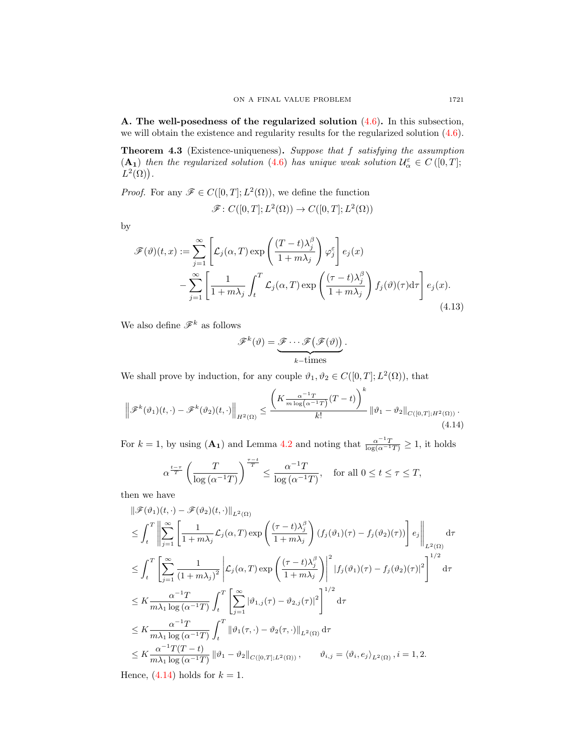**A. The well-posedness of the regularized solution (4.6).** In this subsection, we will obtain the existence and regularity results for the regularized solution (4.6).

**Theorem 4.3** (Existence-uniqueness)**.** *Suppose that $f$ satisfying the assumption* $(\mathbf{A_1})$ *then the regularized solution* (4.6) *has unique weak solution* $\mathcal{U}_\alpha^\varepsilon \in C\big([0,T]; L^2(\Omega)\big)$.

*Proof.* For any $\mathscr{F} \in C([0,T]; L^2(\Omega))$, we define the function

$$\mathscr{F} \colon C([0,T]; L^2(\Omega)) \to C([0,T]; L^2(\Omega))$$

by

$$\begin{aligned}
\mathscr{F}(\vartheta)(t,x) :=& \sum_{j=1}^{\infty} \left[ \mathcal{L}_j(\alpha, T) \exp\left( \frac{(T-t)\lambda_j^\beta}{1+m\lambda_j} \right) \varphi_j^\varepsilon \right] e_j(x) \\
&- \sum_{j=1}^{\infty} \left[ \frac{1}{1+m\lambda_j} \int_t^T \mathcal{L}_j(\alpha, T) \exp\left( \frac{(\tau-t)\lambda_j^\beta}{1+m\lambda_j} \right) f_j(\vartheta)(\tau) \mathrm{d}\tau \right] e_j(x).
\end{aligned} \tag{4.13}$$

We also define $\mathscr{F}^k$ as follows

$$\mathscr{F}^k(\vartheta) = \underbrace{\mathscr{F} \cdots \mathscr{F}\big(\mathscr{F}(\vartheta)\big)}_{k-\text{times}}.$$

We shall prove by induction, for any couple $\vartheta_1, \vartheta_2 \in C([0,T]; L^2(\Omega))$, that

$$\left\| \mathscr{F}^k(\vartheta_1)(t,\cdot) - \mathscr{F}^k(\vartheta_2)(t,\cdot) \right\|_{H^2(\Omega)} \le \frac{\left( K \frac{\alpha^{-1}T}{m \log(\alpha^{-1}T)} (T-t) \right)^k}{k!} \|\vartheta_1 - \vartheta_2\|_{C([0,T]; H^2(\Omega))}. \tag{4.14}$$

For $k=1$, by using $(\mathbf{A_1})$ and Lemma 4.2 and noting that $\frac{\alpha^{-1}T}{\log(\alpha^{-1}T)} \ge 1$, it holds

$$\alpha^{\frac{t-\tau}{T}} \left( \frac{T}{\log(\alpha^{-1}T)} \right)^{\frac{\tau-t}{T}} \le \frac{\alpha^{-1}T}{\log(\alpha^{-1}T)}, \quad \text{for all } 0 \le t \le \tau \le T,$$

then we have

$$\begin{aligned}
&\|\mathscr{F}(\vartheta_1)(t,\cdot) - \mathscr{F}(\vartheta_2)(t,\cdot)\|_{L^2(\Omega)} \\
&\le \int_t^T \left\| \sum_{j=1}^{\infty} \left[ \frac{1}{1+m\lambda_j} \mathcal{L}_j(\alpha,T) \exp\left( \frac{(\tau-t)\lambda_j^\beta}{1+m\lambda_j} \right) (f_j(\vartheta_1)(\tau) - f_j(\vartheta_2)(\tau)) \right] e_j \right\|_{L^2(\Omega)} \mathrm{d}\tau \\
&\le \int_t^T \left[ \sum_{j=1}^{\infty} \frac{1}{(1+m\lambda_j)^2} \left| \mathcal{L}_j(\alpha,T) \exp\left( \frac{(\tau-t)\lambda_j^\beta}{1+m\lambda_j} \right) \right|^2 |f_j(\vartheta_1)(\tau) - f_j(\vartheta_2)(\tau)|^2 \right]^{1/2} \mathrm{d}\tau \\
&\le K \frac{\alpha^{-1}T}{m\lambda_1 \log(\alpha^{-1}T)} \int_t^T \left[ \sum_{j=1}^{\infty} |\vartheta_{1,j}(\tau) - \vartheta_{2,j}(\tau)|^2 \right]^{1/2} \mathrm{d}\tau \\
&\le K \frac{\alpha^{-1}T}{m\lambda_1 \log(\alpha^{-1}T)} \int_t^T \|\vartheta_1(\tau,\cdot) - \vartheta_2(\tau,\cdot)\|_{L^2(\Omega)} \mathrm{d}\tau \\
&\le K \frac{\alpha^{-1}T(T-t)}{m\lambda_1 \log(\alpha^{-1}T)} \|\vartheta_1 - \vartheta_2\|_{C([0,T];L^2(\Omega))}, \qquad \vartheta_{i,j} = \langle \vartheta_i, e_j \rangle_{L^2(\Omega)}, i = 1, 2.
\end{aligned}$$

Hence, (4.14) holds for $k=1$.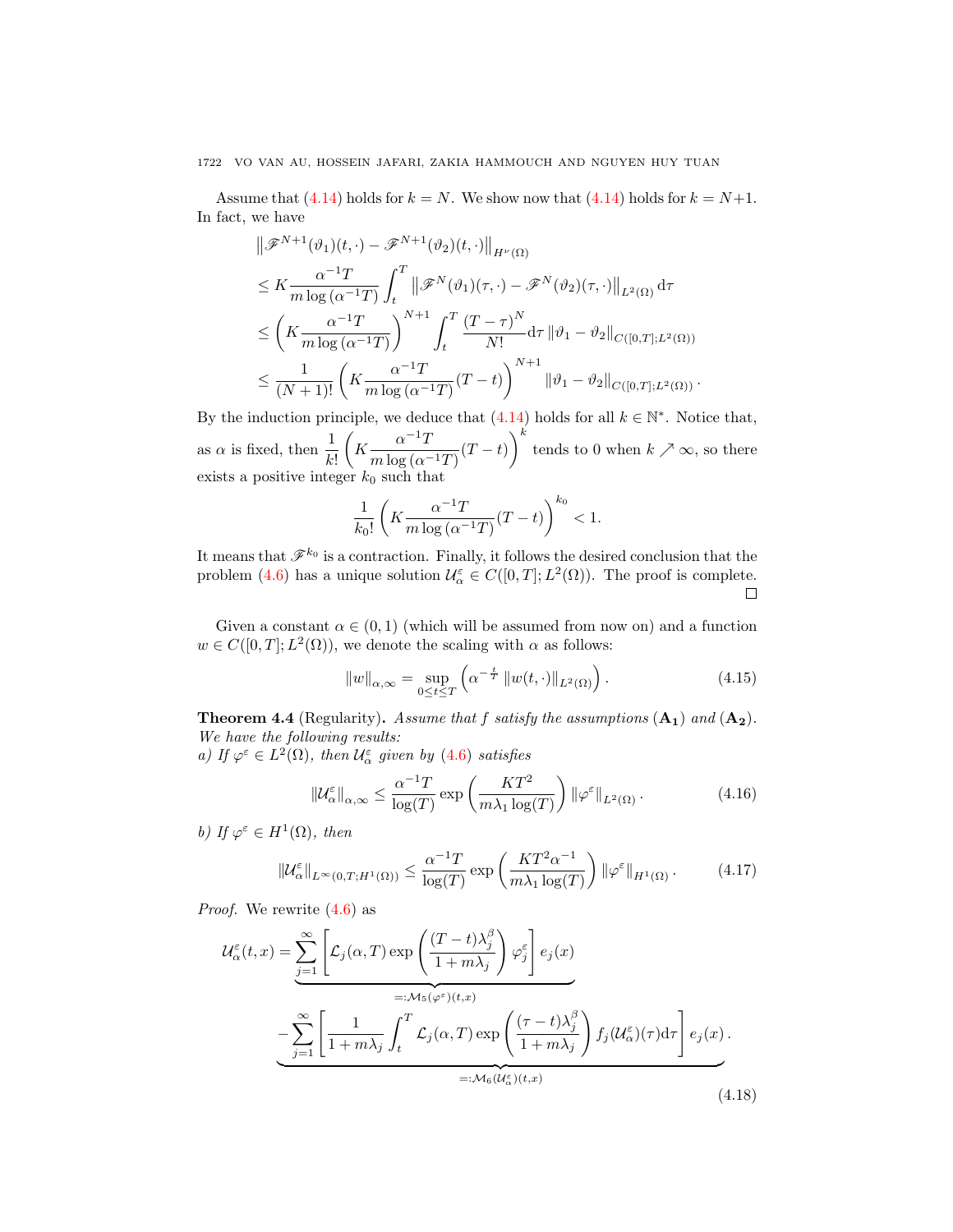Assume that (4.14) holds for $k = N$. We show now that (4.14) holds for $k = N+1$. In fact, we have

$$
\begin{aligned}
&\left\| \mathscr{F}^{N+1}(\vartheta_1)(t,\cdot) - \mathscr{F}^{N+1}(\vartheta_2)(t,\cdot) \right\|_{H^\nu(\Omega)} \\
&\le K \frac{\alpha^{-1}T}{m \log\left(\alpha^{-1}T\right)} \int_t^T \left\| \mathscr{F}^{N}(\vartheta_1)(\tau,\cdot) - \mathscr{F}^{N}(\vartheta_2)(\tau,\cdot) \right\|_{L^2(\Omega)} \mathrm{d}\tau \\
&\le \left( K \frac{\alpha^{-1}T}{m \log\left(\alpha^{-1}T\right)} \right)^{N+1} \int_t^T \frac{(T-\tau)^N}{N!} \mathrm{d}\tau \left\| \vartheta_1 - \vartheta_2 \right\|_{C([0,T];L^2(\Omega))} \\
&\le \frac{1}{(N+1)!} \left( K \frac{\alpha^{-1}T}{m \log\left(\alpha^{-1}T\right)} (T-t) \right)^{N+1} \left\| \vartheta_1 - \vartheta_2 \right\|_{C([0,T];L^2(\Omega))}.
\end{aligned}
$$

By the induction principle, we deduce that (4.14) holds for all $k \in \mathbb{N}^*$. Notice that, as $\alpha$ is fixed, then $\dfrac{1}{k!} \left( K \dfrac{\alpha^{-1}T}{m \log\left(\alpha^{-1}T\right)} (T-t) \right)^k$ tends to 0 when $k \nearrow \infty$, so there exists a positive integer $k_0$ such that

$$
\frac{1}{k_0!} \left( K \frac{\alpha^{-1}T}{m \log\left(\alpha^{-1}T\right)} (T-t) \right)^{k_0} < 1.
$$

It means that $\mathscr{F}^{k_0}$ is a contraction. Finally, it follows the desired conclusion that the problem (4.6) has a unique solution $\mathcal{U}_\alpha^\varepsilon \in C([0,T];L^2(\Omega))$. The proof is complete. □

Given a constant $\alpha \in (0,1)$ (which will be assumed from now on) and a function $w \in C([0,T];L^2(\Omega))$, we denote the scaling with $\alpha$ as follows:

$$
\|w\|_{\alpha,\infty} = \sup_{0 \le t \le T} \left( \alpha^{-\frac{t}{T}} \|w(t,\cdot)\|_{L^2(\Omega)} \right). \tag{4.15}
$$

**Theorem 4.4** (Regularity). *Assume that $f$ satisfy the assumptions* $(\mathbf{A_1})$ *and* $(\mathbf{A_2})$. *We have the following results:*

*a) If $\varphi^\varepsilon \in L^2(\Omega)$, then $\mathcal{U}_\alpha^\varepsilon$ given by (4.6) satisfies*

$$
\|\mathcal{U}_\alpha^\varepsilon\|_{\alpha,\infty} \le \frac{\alpha^{-1}T}{\log(T)} \exp\left( \frac{KT^2}{m\lambda_1 \log(T)} \right) \|\varphi^\varepsilon\|_{L^2(\Omega)}. \tag{4.16}
$$

*b) If $\varphi^\varepsilon \in H^1(\Omega)$, then*

$$
\|\mathcal{U}_\alpha^\varepsilon\|_{L^\infty(0,T;H^1(\Omega))} \le \frac{\alpha^{-1}T}{\log(T)} \exp\left( \frac{KT^2\alpha^{-1}}{m\lambda_1 \log(T)} \right) \|\varphi^\varepsilon\|_{H^1(\Omega)}. \tag{4.17}
$$

*Proof.* We rewrite (4.6) as

$$
\begin{aligned}
\mathcal{U}_\alpha^\varepsilon(t,x) &= \underbrace{\sum_{j=1}^\infty \left[ \mathcal{L}_j(\alpha,T) \exp\left( \frac{(T-t)\lambda_j^\beta}{1+m\lambda_j} \right) \varphi_j^\varepsilon \right] e_j(x)}_{=:\mathcal{M}_5(\varphi^\varepsilon)(t,x)} \\
&\underbrace{- \sum_{j=1}^\infty \left[ \frac{1}{1+m\lambda_j} \int_t^T \mathcal{L}_j(\alpha,T) \exp\left( \frac{(\tau-t)\lambda_j^\beta}{1+m\lambda_j} \right) f_j(\mathcal{U}_\alpha^\varepsilon)(\tau) \mathrm{d}\tau \right] e_j(x)}_{=:\mathcal{M}_6(\mathcal{U}_\alpha^\varepsilon)(t,x)}.
\end{aligned} \tag{4.18}
$$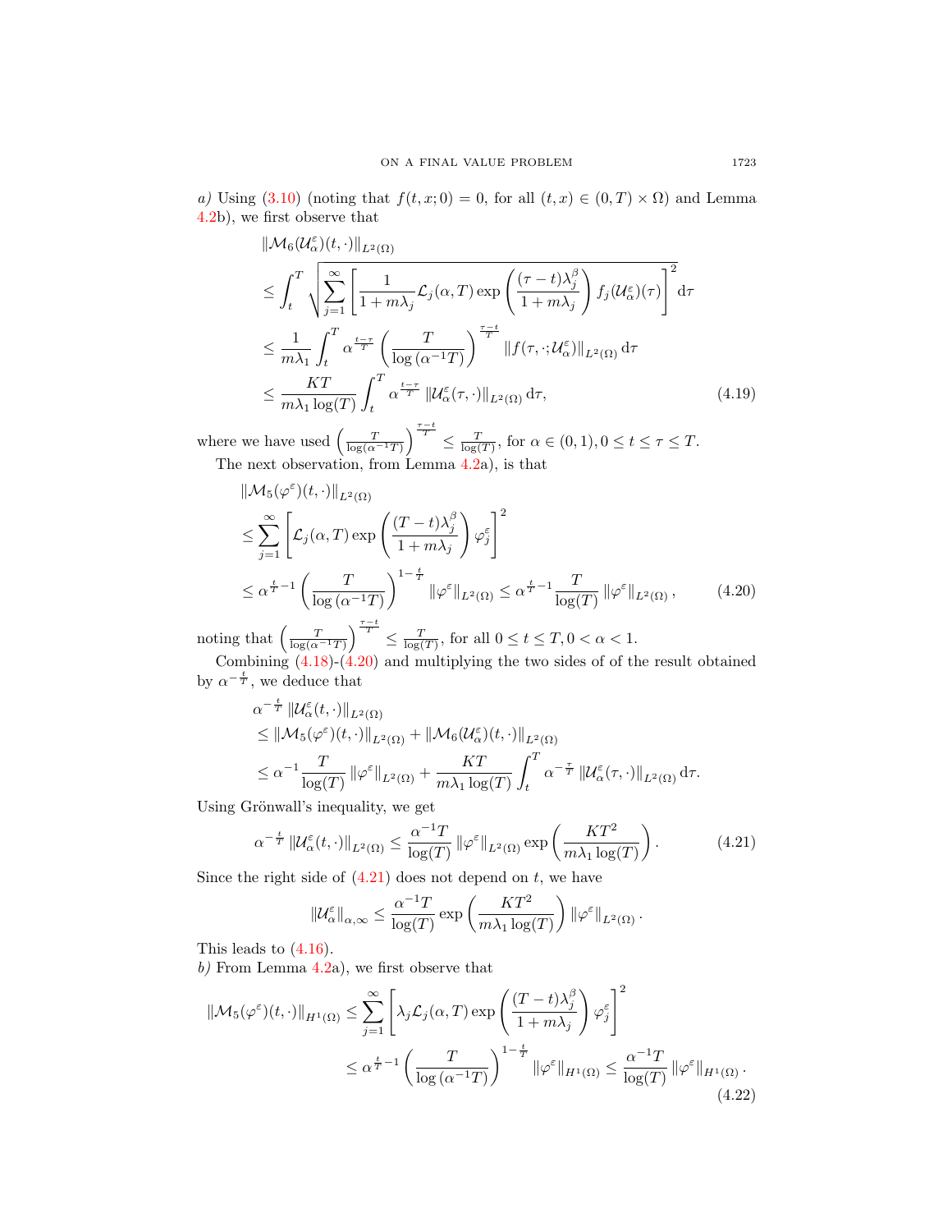*a)* Using (3.10) (noting that $f(t,x;0)=0$, for all $(t,x)\in(0,T)\times\Omega$) and Lemma 4.2b), we first observe that

$$
\begin{aligned}
&\|\mathcal{M}_6(\mathcal{U}_\alpha^\varepsilon)(t,\cdot)\|_{L^2(\Omega)} \\
&\leq \int_t^T \sqrt{\sum_{j=1}^\infty \left[\frac{1}{1+m\lambda_j}\mathcal{L}_j(\alpha,T)\exp\left(\frac{(\tau-t)\lambda_j^\beta}{1+m\lambda_j}\right)f_j(\mathcal{U}_\alpha^\varepsilon)(\tau)\right]^2}\,\mathrm{d}\tau \\
&\leq \frac{1}{m\lambda_1}\int_t^T \alpha^{\frac{t-\tau}{T}}\left(\frac{T}{\log\left(\alpha^{-1}T\right)}\right)^{\frac{\tau-t}{T}}\|f(\tau,\cdot;\mathcal{U}_\alpha^\varepsilon)\|_{L^2(\Omega)}\,\mathrm{d}\tau \\
&\leq \frac{KT}{m\lambda_1\log(T)}\int_t^T \alpha^{\frac{t-\tau}{T}}\|\mathcal{U}_\alpha^\varepsilon(\tau,\cdot)\|_{L^2(\Omega)}\,\mathrm{d}\tau,
\end{aligned}
\tag{4.19}
$$

where we have used $\left(\frac{T}{\log(\alpha^{-1}T)}\right)^{\frac{\tau-t}{T}}\leq\frac{T}{\log(T)}$, for $\alpha\in(0,1), 0\leq t\leq\tau\leq T$.

The next observation, from Lemma 4.2a), is that

$$
\begin{aligned}
&\|\mathcal{M}_5(\varphi^\varepsilon)(t,\cdot)\|_{L^2(\Omega)} \\
&\leq \sum_{j=1}^\infty\left[\mathcal{L}_j(\alpha,T)\exp\left(\frac{(T-t)\lambda_j^\beta}{1+m\lambda_j}\right)\varphi_j^\varepsilon\right]^2 \\
&\leq \alpha^{\frac{t}{T}-1}\left(\frac{T}{\log\left(\alpha^{-1}T\right)}\right)^{1-\frac{t}{T}}\|\varphi^\varepsilon\|_{L^2(\Omega)} \leq \alpha^{\frac{t}{T}-1}\frac{T}{\log(T)}\|\varphi^\varepsilon\|_{L^2(\Omega)},
\end{aligned}
\tag{4.20}
$$

noting that $\left(\frac{T}{\log(\alpha^{-1}T)}\right)^{\frac{\tau-t}{T}}\leq\frac{T}{\log(T)}$, for all $0\leq t\leq T, 0<\alpha<1$.

Combining (4.18)-(4.20) and multiplying the two sides of of the result obtained by $\alpha^{-\frac{t}{T}}$, we deduce that

$$
\begin{aligned}
&\alpha^{-\frac{t}{T}}\|\mathcal{U}_\alpha^\varepsilon(t,\cdot)\|_{L^2(\Omega)} \\
&\leq \|\mathcal{M}_5(\varphi^\varepsilon)(t,\cdot)\|_{L^2(\Omega)}+\|\mathcal{M}_6(\mathcal{U}_\alpha^\varepsilon)(t,\cdot)\|_{L^2(\Omega)} \\
&\leq \alpha^{-1}\frac{T}{\log(T)}\|\varphi^\varepsilon\|_{L^2(\Omega)}+\frac{KT}{m\lambda_1\log(T)}\int_t^T\alpha^{-\frac{\tau}{T}}\|\mathcal{U}_\alpha^\varepsilon(\tau,\cdot)\|_{L^2(\Omega)}\,\mathrm{d}\tau.
\end{aligned}
$$

Using Grönwall's inequality, we get

$$
\alpha^{-\frac{t}{T}}\|\mathcal{U}_\alpha^\varepsilon(t,\cdot)\|_{L^2(\Omega)}\leq\frac{\alpha^{-1}T}{\log(T)}\|\varphi^\varepsilon\|_{L^2(\Omega)}\exp\left(\frac{KT^2}{m\lambda_1\log(T)}\right).
\tag{4.21}
$$

Since the right side of (4.21) does not depend on $t$, we have

$$
\|\mathcal{U}_\alpha^\varepsilon\|_{\alpha,\infty}\leq\frac{\alpha^{-1}T}{\log(T)}\exp\left(\frac{KT^2}{m\lambda_1\log(T)}\right)\|\varphi^\varepsilon\|_{L^2(\Omega)}.
$$

This leads to (4.16).

*b)* From Lemma 4.2a), we first observe that

$$
\begin{aligned}
\|\mathcal{M}_5(\varphi^\varepsilon)(t,\cdot)\|_{H^1(\Omega)} &\leq \sum_{j=1}^\infty\left[\lambda_j\mathcal{L}_j(\alpha,T)\exp\left(\frac{(T-t)\lambda_j^\beta}{1+m\lambda_j}\right)\varphi_j^\varepsilon\right]^2 \\
&\leq \alpha^{\frac{t}{T}-1}\left(\frac{T}{\log\left(\alpha^{-1}T\right)}\right)^{1-\frac{t}{T}}\|\varphi^\varepsilon\|_{H^1(\Omega)}\leq\frac{\alpha^{-1}T}{\log(T)}\|\varphi^\varepsilon\|_{H^1(\Omega)}.
\end{aligned}
\tag{4.22}
$$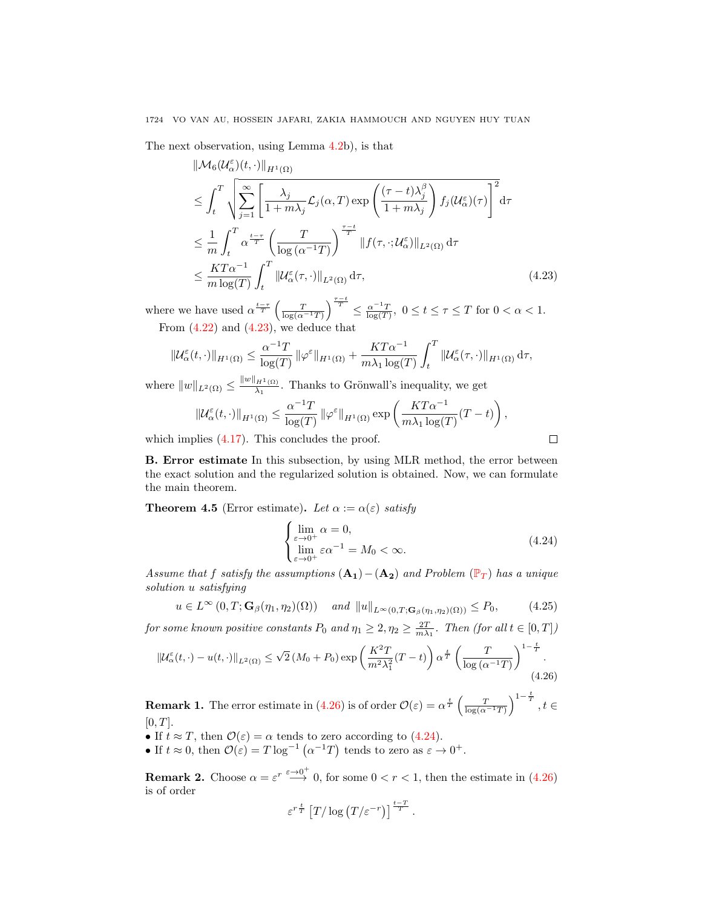The next observation, using Lemma 4.2b), is that

$$
\begin{aligned}
&\|\mathcal{M}_6(\mathcal{U}_\alpha^\varepsilon)(t,\cdot)\|_{H^1(\Omega)} \\
&\le \int_t^T \sqrt{\sum_{j=1}^{\infty}\left[\frac{\lambda_j}{1+m\lambda_j}\mathcal{L}_j(\alpha,T)\exp\left(\frac{(\tau-t)\lambda_j^\beta}{1+m\lambda_j}\right)f_j(\mathcal{U}_\alpha^\varepsilon)(\tau)\right]^2}\,\mathrm{d}\tau \\
&\le \frac{1}{m}\int_t^T \alpha^{\frac{t-\tau}{T}}\left(\frac{T}{\log\left(\alpha^{-1}T\right)}\right)^{\frac{\tau-t}{T}}\|f(\tau,\cdot;\mathcal{U}_\alpha^\varepsilon)\|_{L^2(\Omega)}\,\mathrm{d}\tau \\
&\le \frac{KT\alpha^{-1}}{m\log(T)}\int_t^T \|\mathcal{U}_\alpha^\varepsilon(\tau,\cdot)\|_{L^2(\Omega)}\,\mathrm{d}\tau,
\end{aligned}
\tag{4.23}
$$

where we have used $\alpha^{\frac{t-\tau}{T}}\left(\frac{T}{\log(\alpha^{-1}T)}\right)^{\frac{\tau-t}{T}} \le \frac{\alpha^{-1}T}{\log(T)},\ 0\le t\le\tau\le T$ for $0<\alpha<1$.

From (4.22) and (4.23), we deduce that

$$
\|\mathcal{U}_\alpha^\varepsilon(t,\cdot)\|_{H^1(\Omega)} \le \frac{\alpha^{-1}T}{\log(T)}\|\varphi^\varepsilon\|_{H^1(\Omega)} + \frac{KT\alpha^{-1}}{m\lambda_1\log(T)}\int_t^T \|\mathcal{U}_\alpha^\varepsilon(\tau,\cdot)\|_{H^1(\Omega)}\,\mathrm{d}\tau,
$$

where $\|w\|_{L^2(\Omega)} \le \frac{\|w\|_{H^1(\Omega)}}{\lambda_1}$. Thanks to Grönwall's inequality, we get

$$
\|\mathcal{U}_\alpha^\varepsilon(t,\cdot)\|_{H^1(\Omega)} \le \frac{\alpha^{-1}T}{\log(T)}\|\varphi^\varepsilon\|_{H^1(\Omega)}\exp\left(\frac{KT\alpha^{-1}}{m\lambda_1\log(T)}(T-t)\right),
$$

which implies (4.17). This concludes the proof. ∎

**B. Error estimate** In this subsection, by using MLR method, the error between the exact solution and the regularized solution is obtained. Now, we can formulate the main theorem.

**Theorem 4.5** (Error estimate)**.** *Let $\alpha := \alpha(\varepsilon)$ satisfy*

$$
\begin{cases}
\lim\limits_{\varepsilon\to 0^+}\alpha = 0, \\
\lim\limits_{\varepsilon\to 0^+}\varepsilon\alpha^{-1} = M_0 < \infty.
\end{cases}
\tag{4.24}
$$

*Assume that $f$ satisfy the assumptions $(\mathbf{A_1})-(\mathbf{A_2})$ and Problem $(\mathbb{P}_T)$ has a unique solution $u$ satisfying*

$$
u \in L^\infty\left(0,T;\mathbf{G}_\beta(\eta_1,\eta_2)(\Omega)\right) \quad \text{and} \quad \|u\|_{L^\infty(0,T;\mathbf{G}_\beta(\eta_1,\eta_2)(\Omega))} \le P_0,
\tag{4.25}
$$

*for some known positive constants $P_0$ and $\eta_1 \ge 2, \eta_2 \ge \frac{2T}{m\lambda_1}$. Then (for all $t\in[0,T]$)*

$$
\|\mathcal{U}_\alpha^\varepsilon(t,\cdot) - u(t,\cdot)\|_{L^2(\Omega)} \le \sqrt{2}\,(M_0+P_0)\exp\left(\frac{K^2T}{m^2\lambda_1^2}(T-t)\right)\alpha^{\frac{t}{T}}\left(\frac{T}{\log\left(\alpha^{-1}T\right)}\right)^{1-\frac{t}{T}}.
\tag{4.26}
$$

**Remark 1.** The error estimate in (4.26) is of order $\mathcal{O}(\varepsilon) = \alpha^{\frac{t}{T}}\left(\frac{T}{\log(\alpha^{-1}T)}\right)^{1-\frac{t}{T}}, t\in[0,T]$.

- If $t\approx T$, then $\mathcal{O}(\varepsilon) = \alpha$ tends to zero according to (4.24).
- If $t\approx 0$, then $\mathcal{O}(\varepsilon) = T\log^{-1}\left(\alpha^{-1}T\right)$ tends to zero as $\varepsilon\to 0^+$.

**Remark 2.** Choose $\alpha = \varepsilon^r \overset{\varepsilon\to 0^+}{\longrightarrow} 0$, for some $0<r<1$, then the estimate in (4.26) is of order

$$
\varepsilon^{r\frac{t}{T}}\left[T/\log\left(T/\varepsilon^{-r}\right)\right]^{\frac{t-T}{T}}.
$$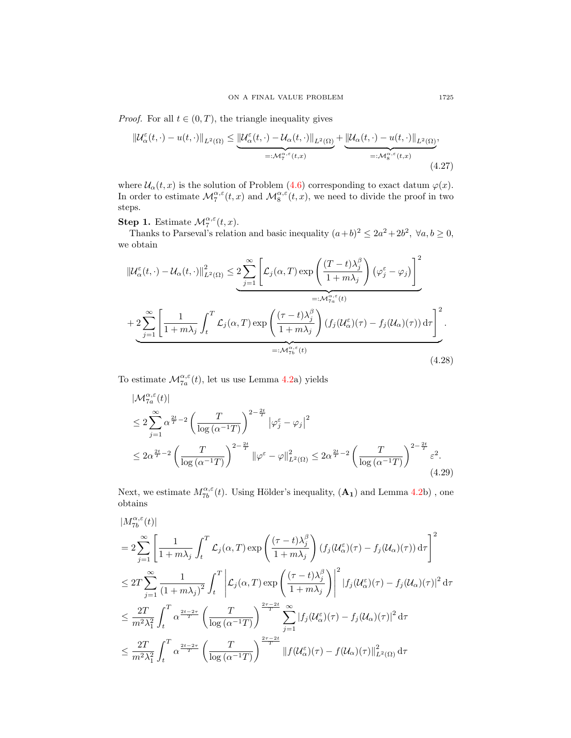*Proof.* For all $t \in (0,T)$, the triangle inequality gives

$$\|\mathcal{U}_\alpha^\varepsilon(t,\cdot) - u(t,\cdot)\|_{L^2(\Omega)} \le \underbrace{\|\mathcal{U}_\alpha^\varepsilon(t,\cdot) - \mathcal{U}_\alpha(t,\cdot)\|_{L^2(\Omega)}}_{=:\mathcal{M}_7^{\alpha,\varepsilon}(t,x)} + \underbrace{\|\mathcal{U}_\alpha(t,\cdot) - u(t,\cdot)\|_{L^2(\Omega)}}_{=:\mathcal{M}_8^{\alpha,\varepsilon}(t,x)}, \tag{4.27}$$

where $\mathcal{U}_\alpha(t,x)$ is the solution of Problem (4.6) corresponding to exact datum $\varphi(x)$. In order to estimate $\mathcal{M}_7^{\alpha,\varepsilon}(t,x)$ and $\mathcal{M}_8^{\alpha,\varepsilon}(t,x)$, we need to divide the proof in two steps.

**Step 1.** Estimate $\mathcal{M}_7^{\alpha,\varepsilon}(t,x)$.

Thanks to Parseval's relation and basic inequality $(a+b)^2 \le 2a^2 + 2b^2$, $\forall a,b \ge 0$, we obtain

$$\begin{aligned}
\|\mathcal{U}_\alpha^\varepsilon(t,\cdot) - \mathcal{U}_\alpha(t,\cdot)\|_{L^2(\Omega)}^2 &\le \underbrace{2\sum_{j=1}^{\infty}\left[\mathcal{L}_j(\alpha,T)\exp\left(\frac{(T-t)\lambda_j^\beta}{1+m\lambda_j}\right)\left(\varphi_j^\varepsilon - \varphi_j\right)\right]^2}_{=:\mathcal{M}_{7a}^{\alpha,\varepsilon}(t)} \\
&+ \underbrace{2\sum_{j=1}^{\infty}\left[\frac{1}{1+m\lambda_j}\int_t^T \mathcal{L}_j(\alpha,T)\exp\left(\frac{(\tau-t)\lambda_j^\beta}{1+m\lambda_j}\right)\left(f_j(\mathcal{U}_\alpha^\varepsilon)(\tau) - f_j(\mathcal{U}_\alpha)(\tau)\right)\mathrm{d}\tau\right]^2}_{=:\mathcal{M}_{7b}^{\alpha,\varepsilon}(t)}.
\end{aligned} \tag{4.28}$$

To estimate $\mathcal{M}_{7a}^{\alpha,\varepsilon}(t)$, let us use Lemma 4.2a) yields

$$\begin{aligned}
&|\mathcal{M}_{7a}^{\alpha,\varepsilon}(t)| \\
&\le 2\sum_{j=1}^{\infty}\alpha^{\frac{2t}{T}-2}\left(\frac{T}{\log(\alpha^{-1}T)}\right)^{2-\frac{2t}{T}}\left|\varphi_j^\varepsilon - \varphi_j\right|^2 \\
&\le 2\alpha^{\frac{2t}{T}-2}\left(\frac{T}{\log(\alpha^{-1}T)}\right)^{2-\frac{2t}{T}}\|\varphi^\varepsilon - \varphi\|_{L^2(\Omega)}^2 \le 2\alpha^{\frac{2t}{T}-2}\left(\frac{T}{\log(\alpha^{-1}T)}\right)^{2-\frac{2t}{T}}\varepsilon^2.
\end{aligned} \tag{4.29}$$

Next, we estimate $M_{7b}^{\alpha,\varepsilon}(t)$. Using Hölder's inequality, $(\mathbf{A_1})$ and Lemma 4.2b) , one obtains

$$\begin{aligned}
&|M_{7b}^{\alpha,\varepsilon}(t)| \\
&= 2\sum_{j=1}^{\infty}\left[\frac{1}{1+m\lambda_j}\int_t^T \mathcal{L}_j(\alpha,T)\exp\left(\frac{(\tau-t)\lambda_j^\beta}{1+m\lambda_j}\right)\left(f_j(\mathcal{U}_\alpha^\varepsilon)(\tau) - f_j(\mathcal{U}_\alpha)(\tau)\right)\mathrm{d}\tau\right]^2 \\
&\le 2T\sum_{j=1}^{\infty}\frac{1}{(1+m\lambda_j)^2}\int_t^T\left|\mathcal{L}_j(\alpha,T)\exp\left(\frac{(\tau-t)\lambda_j^\beta}{1+m\lambda_j}\right)\right|^2\left|f_j(\mathcal{U}_\alpha^\varepsilon)(\tau) - f_j(\mathcal{U}_\alpha)(\tau)\right|^2\mathrm{d}\tau \\
&\le \frac{2T}{m^2\lambda_1^2}\int_t^T \alpha^{\frac{2t-2\tau}{T}}\left(\frac{T}{\log(\alpha^{-1}T)}\right)^{\frac{2\tau-2t}{T}}\sum_{j=1}^{\infty}\left|f_j(\mathcal{U}_\alpha^\varepsilon)(\tau) - f_j(\mathcal{U}_\alpha)(\tau)\right|^2\mathrm{d}\tau \\
&\le \frac{2T}{m^2\lambda_1^2}\int_t^T \alpha^{\frac{2t-2\tau}{T}}\left(\frac{T}{\log(\alpha^{-1}T)}\right)^{\frac{2\tau-2t}{T}}\|f(\mathcal{U}_\alpha^\varepsilon)(\tau) - f(\mathcal{U}_\alpha)(\tau)\|_{L^2(\Omega)}^2\mathrm{d}\tau
\end{aligned}$$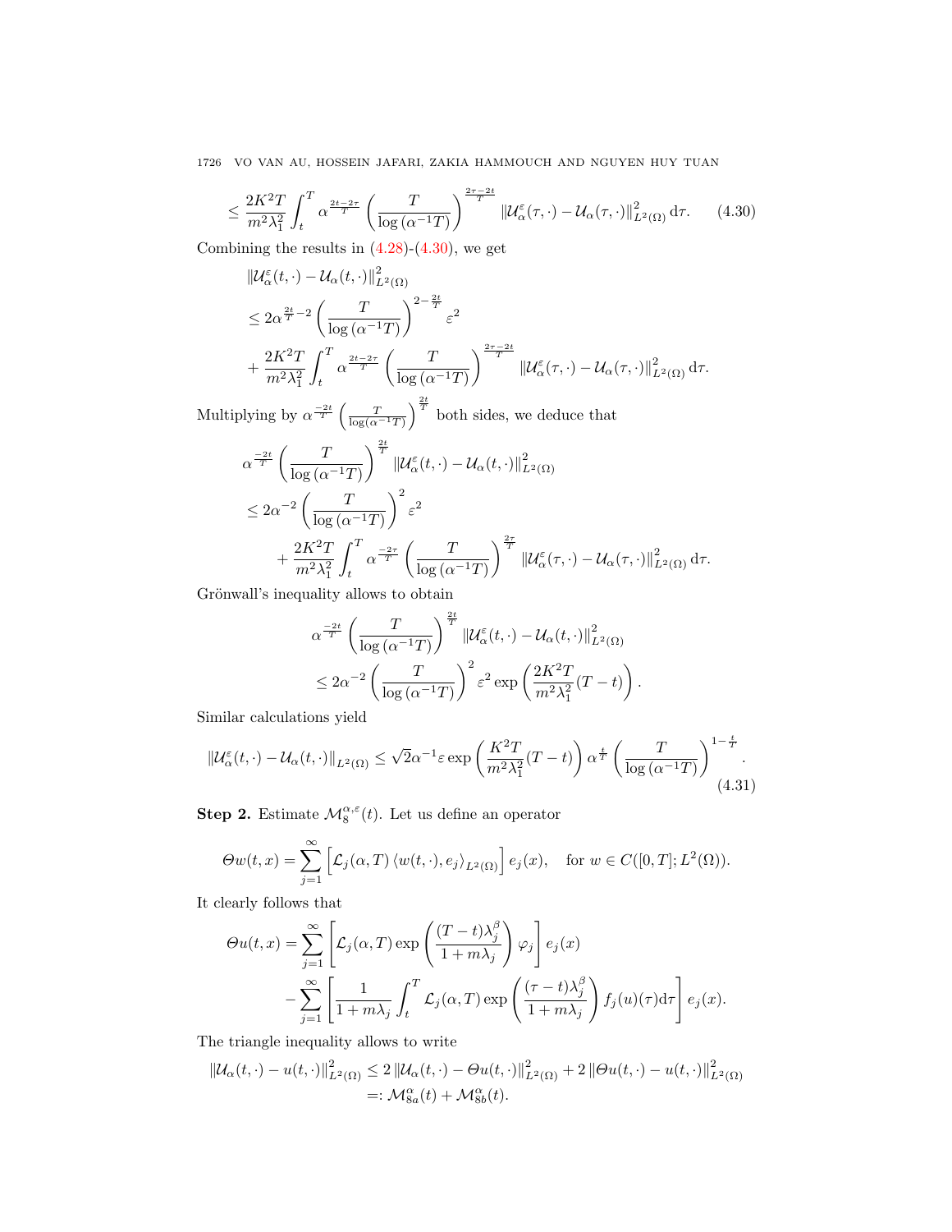$$\leq \frac{2K^2T}{m^2\lambda_1^2}\int_t^T \alpha^{\frac{2t-2\tau}{T}}\left(\frac{T}{\log\left(\alpha^{-1}T\right)}\right)^{\frac{2\tau-2t}{T}} \left\|\mathcal{U}_\alpha^\varepsilon(\tau,\cdot)-\mathcal{U}_\alpha(\tau,\cdot)\right\|_{L^2(\Omega)}^2 \mathrm{d}\tau. \tag{4.30}$$

Combining the results in (4.28)-(4.30), we get

$$\begin{aligned}
&\left\|\mathcal{U}_\alpha^\varepsilon(t,\cdot)-\mathcal{U}_\alpha(t,\cdot)\right\|_{L^2(\Omega)}^2\\
&\leq 2\alpha^{\frac{2t}{T}-2}\left(\frac{T}{\log\left(\alpha^{-1}T\right)}\right)^{2-\frac{2t}{T}}\varepsilon^2\\
&+\frac{2K^2T}{m^2\lambda_1^2}\int_t^T \alpha^{\frac{2t-2\tau}{T}}\left(\frac{T}{\log\left(\alpha^{-1}T\right)}\right)^{\frac{2\tau-2t}{T}} \left\|\mathcal{U}_\alpha^\varepsilon(\tau,\cdot)-\mathcal{U}_\alpha(\tau,\cdot)\right\|_{L^2(\Omega)}^2 \mathrm{d}\tau.
\end{aligned}$$

Multiplying by $\alpha^{\frac{-2t}{T}}\left(\frac{T}{\log(\alpha^{-1}T)}\right)^{\frac{2t}{T}}$ both sides, we deduce that

$$\begin{aligned}
&\alpha^{\frac{-2t}{T}}\left(\frac{T}{\log\left(\alpha^{-1}T\right)}\right)^{\frac{2t}{T}}\left\|\mathcal{U}_\alpha^\varepsilon(t,\cdot)-\mathcal{U}_\alpha(t,\cdot)\right\|_{L^2(\Omega)}^2\\
&\leq 2\alpha^{-2}\left(\frac{T}{\log\left(\alpha^{-1}T\right)}\right)^{2}\varepsilon^2\\
&\qquad+\frac{2K^2T}{m^2\lambda_1^2}\int_t^T \alpha^{\frac{-2\tau}{T}}\left(\frac{T}{\log\left(\alpha^{-1}T\right)}\right)^{\frac{2\tau}{T}} \left\|\mathcal{U}_\alpha^\varepsilon(\tau,\cdot)-\mathcal{U}_\alpha(\tau,\cdot)\right\|_{L^2(\Omega)}^2 \mathrm{d}\tau.
\end{aligned}$$

Grönwall's inequality allows to obtain

$$\begin{aligned}
&\alpha^{\frac{-2t}{T}}\left(\frac{T}{\log\left(\alpha^{-1}T\right)}\right)^{\frac{2t}{T}}\left\|\mathcal{U}_\alpha^\varepsilon(t,\cdot)-\mathcal{U}_\alpha(t,\cdot)\right\|_{L^2(\Omega)}^2\\
&\leq 2\alpha^{-2}\left(\frac{T}{\log\left(\alpha^{-1}T\right)}\right)^{2}\varepsilon^2\exp\left(\frac{2K^2T}{m^2\lambda_1^2}(T-t)\right).
\end{aligned}$$

Similar calculations yield

$$\left\|\mathcal{U}_\alpha^\varepsilon(t,\cdot)-\mathcal{U}_\alpha(t,\cdot)\right\|_{L^2(\Omega)}\leq\sqrt{2}\alpha^{-1}\varepsilon\exp\left(\frac{K^2T}{m^2\lambda_1^2}(T-t)\right)\alpha^{\frac{t}{T}}\left(\frac{T}{\log\left(\alpha^{-1}T\right)}\right)^{1-\frac{t}{T}}. \tag{4.31}$$

**Step 2.** Estimate $\mathcal{M}_8^{\alpha,\varepsilon}(t)$. Let us define an operator

$$\Theta w(t,x)=\sum_{j=1}^\infty\left[\mathcal{L}_j(\alpha,T)\left\langle w(t,\cdot),e_j\right\rangle_{L^2(\Omega)}\right]e_j(x),\quad\text{for } w\in C([0,T];L^2(\Omega)).$$

It clearly follows that

$$\begin{aligned}
\Theta u(t,x)=&\sum_{j=1}^\infty\left[\mathcal{L}_j(\alpha,T)\exp\left(\frac{(T-t)\lambda_j^\beta}{1+m\lambda_j}\right)\varphi_j\right]e_j(x)\\
&-\sum_{j=1}^\infty\left[\frac{1}{1+m\lambda_j}\int_t^T\mathcal{L}_j(\alpha,T)\exp\left(\frac{(\tau-t)\lambda_j^\beta}{1+m\lambda_j}\right)f_j(u)(\tau)\mathrm{d}\tau\right]e_j(x).
\end{aligned}$$

The triangle inequality allows to write

$$\begin{aligned}
\left\|\mathcal{U}_\alpha(t,\cdot)-u(t,\cdot)\right\|_{L^2(\Omega)}^2&\leq 2\left\|\mathcal{U}_\alpha(t,\cdot)-\Theta u(t,\cdot)\right\|_{L^2(\Omega)}^2+2\left\|\Theta u(t,\cdot)-u(t,\cdot)\right\|_{L^2(\Omega)}^2\\
&=:\mathcal{M}_{8a}^\alpha(t)+\mathcal{M}_{8b}^\alpha(t).
\end{aligned}$$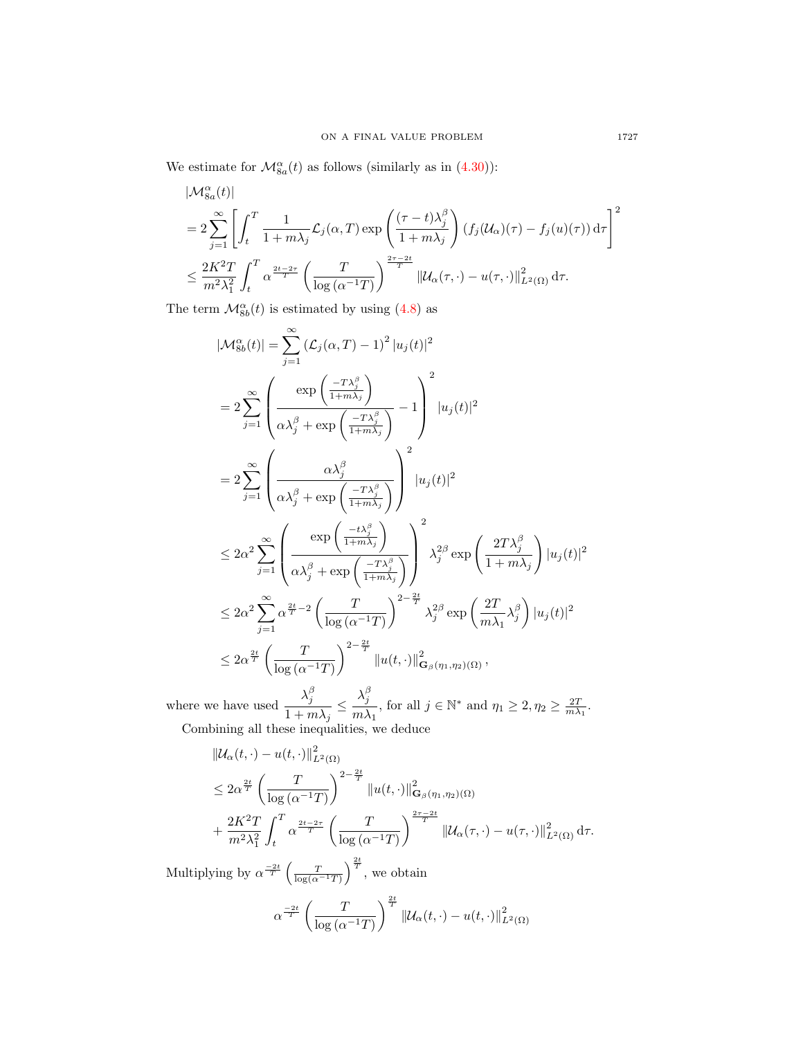We estimate for $\mathcal{M}_{8a}^{\alpha}(t)$ as follows (similarly as in (4.30)):

$$
\begin{aligned}
&|\mathcal{M}_{8a}^{\alpha}(t)| \\
&= 2\sum_{j=1}^{\infty}\left[\int_t^T \frac{1}{1+m\lambda_j}\mathcal{L}_j(\alpha,T)\exp\left(\frac{(\tau-t)\lambda_j^{\beta}}{1+m\lambda_j}\right)(f_j(\mathcal{U}_\alpha)(\tau)-f_j(u)(\tau))\,\mathrm{d}\tau\right]^2 \\
&\le \frac{2K^2T}{m^2\lambda_1^2}\int_t^T \alpha^{\frac{2t-2\tau}{T}}\left(\frac{T}{\log(\alpha^{-1}T)}\right)^{\frac{2\tau-2t}{T}}\|\mathcal{U}_\alpha(\tau,\cdot)-u(\tau,\cdot)\|_{L^2(\Omega)}^2\,\mathrm{d}\tau.
\end{aligned}
$$

The term $\mathcal{M}_{8b}^{\alpha}(t)$ is estimated by using (4.8) as

$$
\begin{aligned}
|\mathcal{M}_{8b}^{\alpha}(t)| &= \sum_{j=1}^{\infty}\left(\mathcal{L}_j(\alpha,T)-1\right)^2|u_j(t)|^2 \\
&= 2\sum_{j=1}^{\infty}\left(\frac{\exp\left(\frac{-T\lambda_j^{\beta}}{1+m\lambda_j}\right)}{\alpha\lambda_j^{\beta}+\exp\left(\frac{-T\lambda_j^{\beta}}{1+m\lambda_j}\right)}-1\right)^2|u_j(t)|^2 \\
&= 2\sum_{j=1}^{\infty}\left(\frac{\alpha\lambda_j^{\beta}}{\alpha\lambda_j^{\beta}+\exp\left(\frac{-T\lambda_j^{\beta}}{1+m\lambda_j}\right)}\right)^2|u_j(t)|^2 \\
&\le 2\alpha^2\sum_{j=1}^{\infty}\left(\frac{\exp\left(\frac{-t\lambda_j^{\beta}}{1+m\lambda_j}\right)}{\alpha\lambda_j^{\beta}+\exp\left(\frac{-T\lambda_j^{\beta}}{1+m\lambda_j}\right)}\right)^2\lambda_j^{2\beta}\exp\left(\frac{2T\lambda_j^{\beta}}{1+m\lambda_j}\right)|u_j(t)|^2 \\
&\le 2\alpha^2\sum_{j=1}^{\infty}\alpha^{\frac{2t}{T}-2}\left(\frac{T}{\log(\alpha^{-1}T)}\right)^{2-\frac{2t}{T}}\lambda_j^{2\beta}\exp\left(\frac{2T}{m\lambda_1}\lambda_j^{\beta}\right)|u_j(t)|^2 \\
&\le 2\alpha^{\frac{2t}{T}}\left(\frac{T}{\log(\alpha^{-1}T)}\right)^{2-\frac{2t}{T}}\|u(t,\cdot)\|_{\mathbf{G}_{\beta}(\eta_1,\eta_2)(\Omega)}^2,
\end{aligned}
$$

where we have used $\dfrac{\lambda_j^{\beta}}{1+m\lambda_j}\le\dfrac{\lambda_j^{\beta}}{m\lambda_1}$, for all $j\in\mathbb{N}^*$ and $\eta_1\ge 2, \eta_2\ge\frac{2T}{m\lambda_1}$.

Combining all these inequalities, we deduce

$$
\begin{aligned}
&\|\mathcal{U}_\alpha(t,\cdot)-u(t,\cdot)\|_{L^2(\Omega)}^2 \\
&\le 2\alpha^{\frac{2t}{T}}\left(\frac{T}{\log(\alpha^{-1}T)}\right)^{2-\frac{2t}{T}}\|u(t,\cdot)\|_{\mathbf{G}_{\beta}(\eta_1,\eta_2)(\Omega)}^2 \\
&+\frac{2K^2T}{m^2\lambda_1^2}\int_t^T\alpha^{\frac{2t-2\tau}{T}}\left(\frac{T}{\log(\alpha^{-1}T)}\right)^{\frac{2\tau-2t}{T}}\|\mathcal{U}_\alpha(\tau,\cdot)-u(\tau,\cdot)\|_{L^2(\Omega)}^2\,\mathrm{d}\tau.
\end{aligned}
$$

Multiplying by $\alpha^{\frac{-2t}{T}}\left(\frac{T}{\log(\alpha^{-1}T)}\right)^{\frac{2t}{T}}$, we obtain

$$
\alpha^{\frac{-2t}{T}}\left(\frac{T}{\log(\alpha^{-1}T)}\right)^{\frac{2t}{T}}\|\mathcal{U}_\alpha(t,\cdot)-u(t,\cdot)\|_{L^2(\Omega)}^2
$$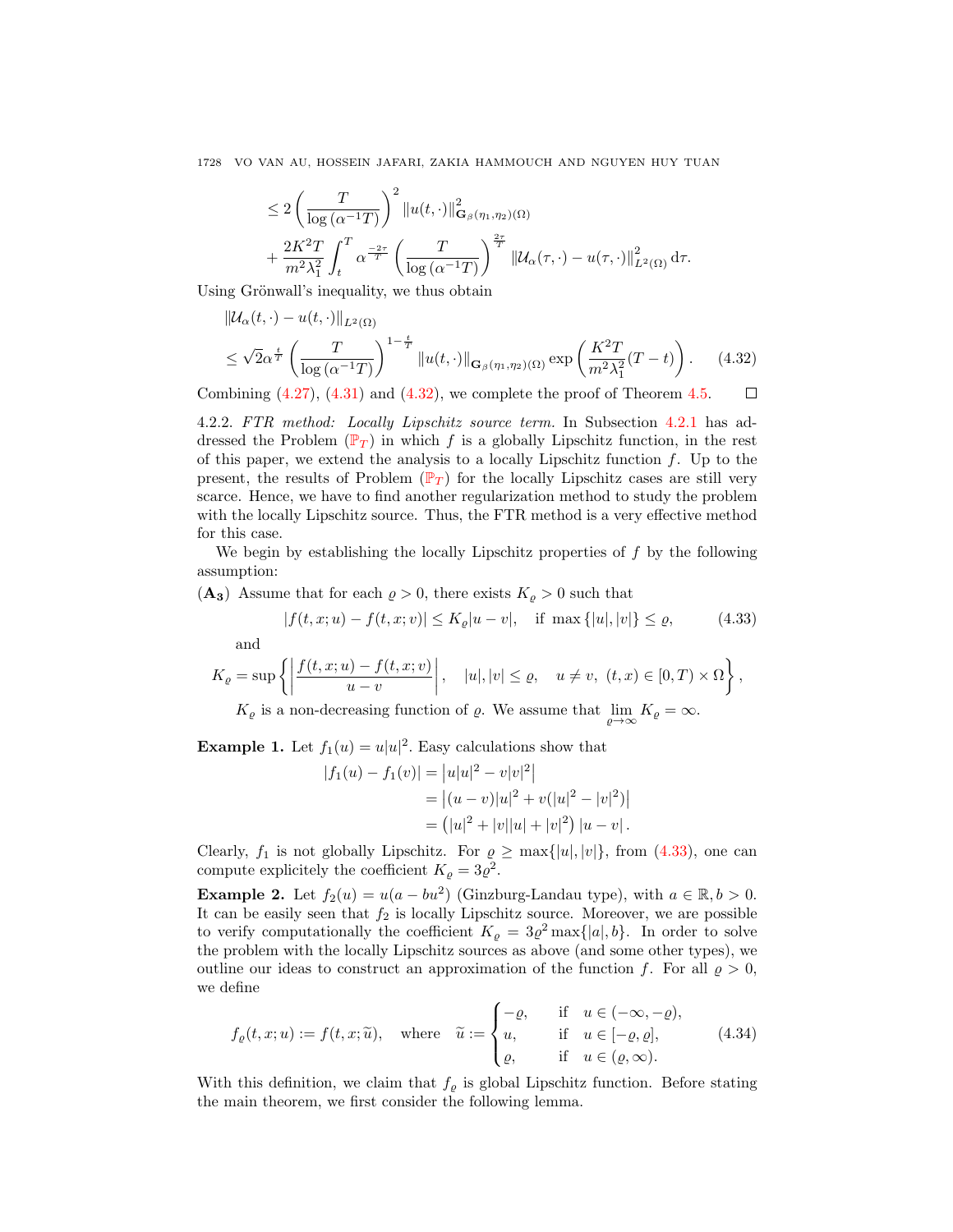$$
\leq 2\left(\frac{T}{\log\left(\alpha^{-1}T\right)}\right)^2 \|u(t,\cdot)\|^2_{\mathbf{G}_\beta(\eta_1,\eta_2)(\Omega)}
$$

$$
+ \frac{2K^2T}{m^2\lambda_1^2}\int_t^T \alpha^{\frac{-2\tau}{T}}\left(\frac{T}{\log\left(\alpha^{-1}T\right)}\right)^{\frac{2\tau}{T}} \|\mathcal{U}_\alpha(\tau,\cdot)-u(\tau,\cdot)\|^2_{L^2(\Omega)}\,\mathrm{d}\tau.
$$

Using Grönwall's inequality, we thus obtain

$$
\|\mathcal{U}_\alpha(t,\cdot)-u(t,\cdot)\|_{L^2(\Omega)}
$$

$$
\leq \sqrt{2}\alpha^{\frac{t}{T}}\left(\frac{T}{\log\left(\alpha^{-1}T\right)}\right)^{1-\frac{t}{T}} \|u(t,\cdot)\|_{\mathbf{G}_\beta(\eta_1,\eta_2)(\Omega)} \exp\left(\frac{K^2T}{m^2\lambda_1^2}(T-t)\right). \tag{4.32}
$$

Combining (4.27), (4.31) and (4.32), we complete the proof of Theorem 4.5. □

4.2.2. *FTR method: Locally Lipschitz source term.* In Subsection 4.2.1 has addressed the Problem ($\mathbb{P}_T$) in which $f$ is a globally Lipschitz function, in the rest of this paper, we extend the analysis to a locally Lipschitz function $f$. Up to the present, the results of Problem ($\mathbb{P}_T$) for the locally Lipschitz cases are still very scarce. Hence, we have to find another regularization method to study the problem with the locally Lipschitz source. Thus, the FTR method is a very effective method for this case.

We begin by establishing the locally Lipschitz properties of $f$ by the following assumption:

**($\mathbf{A_3}$)** Assume that for each $\varrho > 0$, there exists $K_\varrho > 0$ such that

$$
|f(t,x;u)-f(t,x;v)| \leq K_\varrho|u-v|, \quad \text{if } \max\{|u|,|v|\} \leq \varrho, \tag{4.33}
$$

and

$$
K_\varrho = \sup\left\{\left|\frac{f(t,x;u)-f(t,x;v)}{u-v}\right|, \quad |u|,|v| \leq \varrho, \quad u \neq v,\ (t,x) \in [0,T)\times\Omega\right\},
$$

$K_\varrho$ is a non-decreasing function of $\varrho$. We assume that $\lim_{\varrho\to\infty} K_\varrho = \infty$.

**Example 1.** Let $f_1(u) = u|u|^2$. Easy calculations show that

$$
\begin{aligned}
|f_1(u)-f_1(v)| &= \left|u|u|^2 - v|v|^2\right| \\
&= \left|(u-v)|u|^2 + v(|u|^2-|v|^2)\right| \\
&= \left(|u|^2+|v||u|+|v|^2\right)|u-v|.
\end{aligned}
$$

Clearly, $f_1$ is not globally Lipschitz. For $\varrho \geq \max\{|u|,|v|\}$, from (4.33), one can compute explicitely the coefficient $K_\varrho = 3\varrho^2$.

**Example 2.** Let $f_2(u) = u(a-bu^2)$ (Ginzburg-Landau type), with $a\in\mathbb{R}, b>0$. It can be easily seen that $f_2$ is locally Lipschitz source. Moreover, we are possible to verify computationally the coefficient $K_\varrho = 3\varrho^2\max\{|a|,b\}$. In order to solve the problem with the locally Lipschitz sources as above (and some other types), we outline our ideas to construct an approximation of the function $f$. For all $\varrho > 0$, we define

$$
f_\varrho(t,x;u) := f(t,x;\widetilde{u}), \quad \text{where} \quad \widetilde{u} := \begin{cases} -\varrho, & \text{if} \quad u \in (-\infty,-\varrho), \\ u, & \text{if} \quad u \in [-\varrho,\varrho], \\ \varrho, & \text{if} \quad u \in (\varrho,\infty). \end{cases} \tag{4.34}
$$

With this definition, we claim that $f_\varrho$ is global Lipschitz function. Before stating the main theorem, we first consider the following lemma.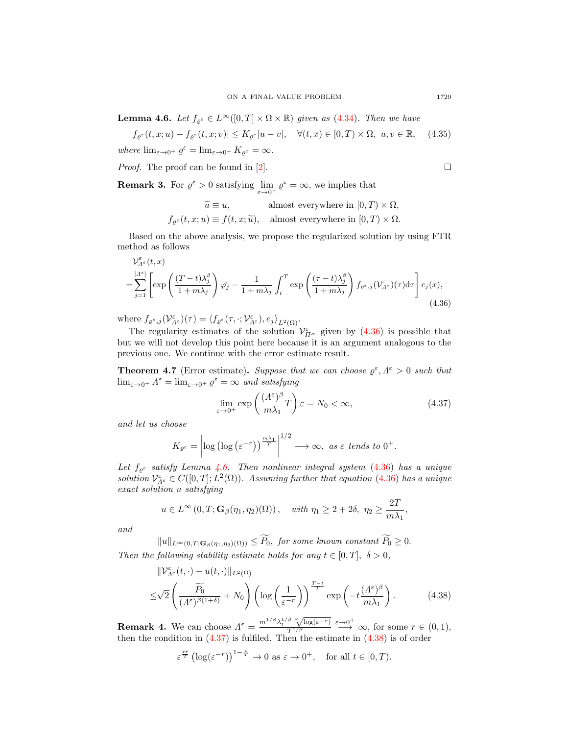**Lemma 4.6.** *Let $f_{\varrho^\varepsilon} \in L^\infty([0,T]\times\Omega\times\mathbb{R})$ given as (4.34). Then we have*

$$|f_{\varrho^\varepsilon}(t,x;u) - f_{\varrho^\varepsilon}(t,x;v)| \le K_{\varrho^\varepsilon}|u-v|, \quad \forall (t,x)\in[0,T)\times\Omega,\ u,v\in\mathbb{R}, \tag{4.35}$$

*where $\lim_{\varepsilon\to 0^+}\varrho^\varepsilon = \lim_{\varepsilon\to 0^+} K_{\varrho^\varepsilon} = \infty$.*

*Proof.* The proof can be found in [2]. □

**Remark 3.** For $\varrho^\varepsilon > 0$ satisfying $\lim\limits_{\varepsilon\to 0^+}\varrho^\varepsilon = \infty$, we implies that

$$\begin{aligned} \widetilde{u} &\equiv u, &&\text{almost everywhere in } [0,T)\times\Omega,\\ f_{\varrho^\varepsilon}(t,x;u) &\equiv f(t,x;\widetilde{u}), &&\text{almost everywhere in } [0,T)\times\Omega. \end{aligned}$$

Based on the above analysis, we propose the regularized solution by using FTR method as follows

$$\begin{aligned} &\mathcal{V}^\varepsilon_{\varLambda^\varepsilon}(t,x)\\ =&\sum_{j=1}^{[\varLambda^\varepsilon]}\left[\exp\left(\frac{(T-t)\lambda_j^\beta}{1+m\lambda_j}\right)\varphi_j^\varepsilon - \frac{1}{1+m\lambda_j}\int_t^T \exp\left(\frac{(\tau-t)\lambda_j^\beta}{1+m\lambda_j}\right) f_{\varrho^\varepsilon,j}(\mathcal{V}^\varepsilon_{\varLambda^\varepsilon})(\tau)\mathrm{d}\tau\right] e_j(x), \end{aligned} \tag{4.36}$$

where $f_{\varrho^\varepsilon,j}(\mathcal{V}^\varepsilon_{\varLambda^\varepsilon})(\tau) = \langle f_{\varrho^\varepsilon}(\tau,\cdot;\mathcal{V}^\varepsilon_{\varLambda^\varepsilon}), e_j\rangle_{L^2(\Omega)}$.

The regularity estimates of the solution $\mathcal{V}^\varepsilon_{\Pi^\alpha}$ given by (4.36) is possible that but we will not develop this point here because it is an argument analogous to the previous one. We continue with the error estimate result.

**Theorem 4.7** (Error estimate)**.** *Suppose that we can choose $\varrho^\varepsilon, \varLambda^\varepsilon > 0$ such that $\lim_{\varepsilon\to 0^+}\varLambda^\varepsilon = \lim_{\varepsilon\to 0^+}\varrho^\varepsilon = \infty$ and satisfying*

$$\lim_{\varepsilon\to 0^+}\exp\left(\frac{(\varLambda^\varepsilon)^\beta}{m\lambda_1}T\right)\varepsilon = N_0 < \infty, \tag{4.37}$$

*and let us choose*

$$K_{\varrho^\varepsilon} = \left|\log\left(\log\left(\varepsilon^{-r}\right)\right)^{\frac{m\lambda_1}{T}}\right|^{1/2} \longrightarrow \infty, \text{ as } \varepsilon \text{ tends to } 0^+.$$

*Let $f_{\varrho^\varepsilon}$ satisfy Lemma 4.6. Then nonlinear integral system (4.36) has a unique solution $\mathcal{V}^\varepsilon_{\varLambda^\varepsilon}\in C([0,T];L^2(\Omega))$. Assuming further that equation (4.36) has a unique exact solution $u$ satisfying*

$$u\in L^\infty\left(0,T;\mathbf{G}_\beta(\eta_1,\eta_2)(\Omega)\right), \quad \textit{with } \eta_1\ge 2+2\delta,\ \eta_2\ge\frac{2T}{m\lambda_1},$$

*and*

$$\|u\|_{L^\infty(0,T;\mathbf{G}_\beta(\eta_1,\eta_2)(\Omega))} \le \widetilde{P_0}, \textit{ for some known constant } \widetilde{P_0}\ge 0.$$

*Then the following stability estimate holds for any $t\in[0,T]$, $\delta>0$,*

$$\begin{aligned} &\|\mathcal{V}^\varepsilon_{\varLambda^\varepsilon}(t,\cdot) - u(t,\cdot)\|_{L^2(\Omega)}\\ \le&\sqrt{2}\left(\frac{\widetilde{P_0}}{(\varLambda^\varepsilon)^{\beta(1+\delta)}} + N_0\right)\left(\log\left(\frac{1}{\varepsilon^{-r}}\right)\right)^{\frac{T-t}{T}}\exp\left(-t\frac{(\varLambda^\varepsilon)^\beta}{m\lambda_1}\right). \end{aligned} \tag{4.38}$$

**Remark 4.** We can choose $\varLambda^\varepsilon = \frac{m^{1/\beta}\lambda_1^{1/\beta}\sqrt[\beta]{\log(\varepsilon^{-r})}}{T^{1/\beta}} \overset{\varepsilon\to 0^+}{\longrightarrow} \infty$, for some $r\in(0,1)$, then the condition in (4.37) is fulfiled. Then the estimate in (4.38) is of order

$$\varepsilon^{\frac{rt}{T}}\left(\log(\varepsilon^{-r})\right)^{1-\frac{t}{T}} \to 0 \text{ as } \varepsilon\to 0^+, \quad \text{for all } t\in[0,T).$$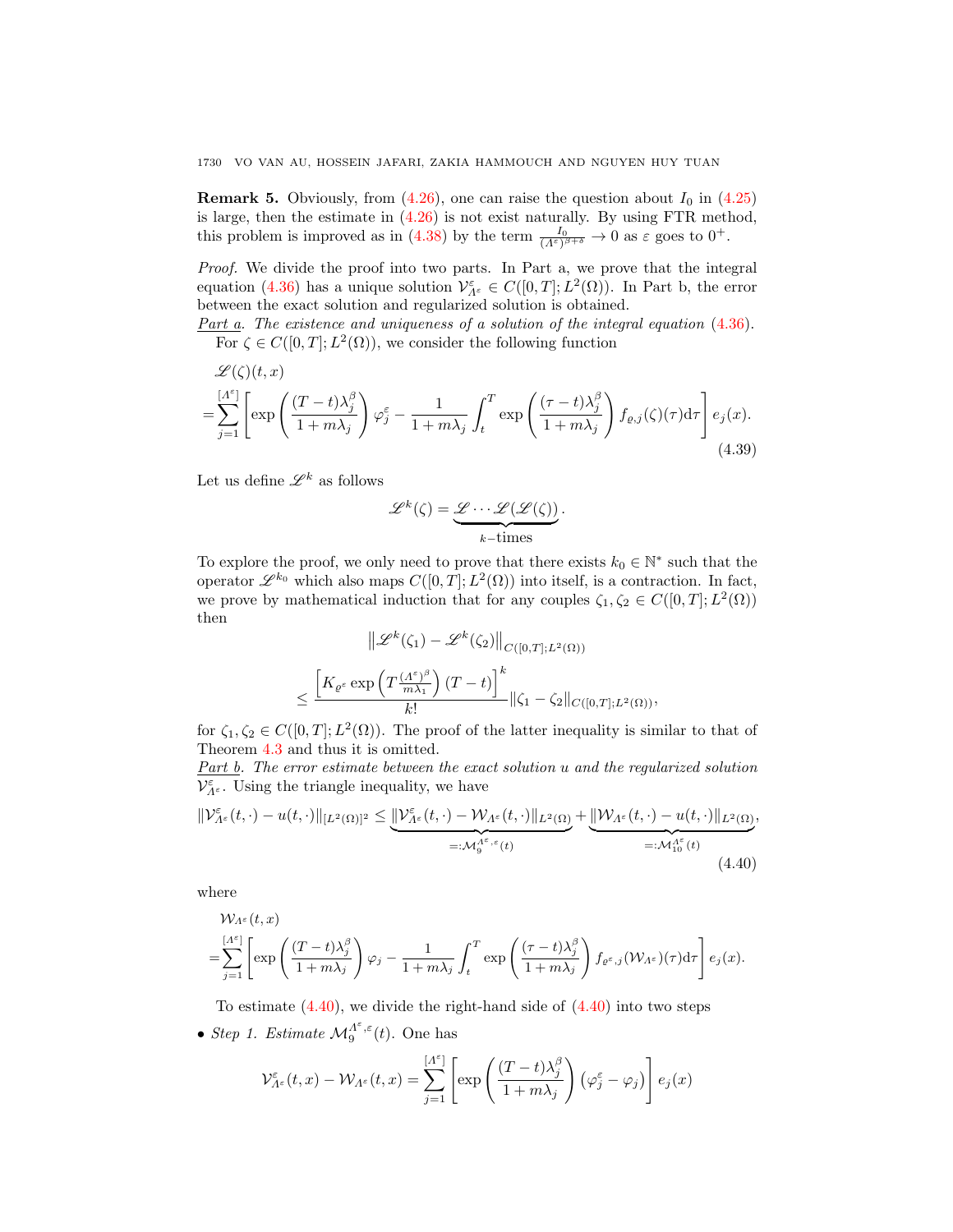**Remark 5.** Obviously, from (4.26), one can raise the question about $I_0$ in (4.25) is large, then the estimate in (4.26) is not exist naturally. By using FTR method, this problem is improved as in (4.38) by the term $\frac{I_0}{(\Lambda^\varepsilon)^{\beta+\delta}} \to 0$ as $\varepsilon$ goes to $0^+$.

*Proof.* We divide the proof into two parts. In Part a, we prove that the integral equation (4.36) has a unique solution $\mathcal{V}^\varepsilon_{\Lambda^\varepsilon} \in C([0,T];L^2(\Omega))$. In Part b, the error between the exact solution and regularized solution is obtained.

*Part a. The existence and uniqueness of a solution of the integral equation* (4.36).

For $\zeta \in C([0,T];L^2(\Omega))$, we consider the following function

$$
\begin{aligned}
&\mathscr{L}(\zeta)(t,x) \\
=&\sum_{j=1}^{[\Lambda^\varepsilon]} \left[ \exp\left( \frac{(T-t)\lambda_j^\beta}{1+m\lambda_j} \right) \varphi_j^\varepsilon - \frac{1}{1+m\lambda_j} \int_t^T \exp\left( \frac{(\tau-t)\lambda_j^\beta}{1+m\lambda_j} \right) f_{\varrho,j}(\zeta)(\tau)\mathrm{d}\tau \right] e_j(x).
\end{aligned}
\tag{4.39}
$$

Let us define $\mathscr{L}^k$ as follows

$$
\mathscr{L}^k(\zeta) = \underbrace{\mathscr{L}\cdots\mathscr{L}(\mathscr{L}(\zeta))}_{k-\text{times}}.
$$

To explore the proof, we only need to prove that there exists $k_0 \in \mathbb{N}^*$ such that the operator $\mathscr{L}^{k_0}$ which also maps $C([0,T];L^2(\Omega))$ into itself, is a contraction. In fact, we prove by mathematical induction that for any couples $\zeta_1, \zeta_2 \in C([0,T];L^2(\Omega))$ then

$$
\begin{aligned}
&\left\| \mathscr{L}^k(\zeta_1) - \mathscr{L}^k(\zeta_2) \right\|_{C([0,T];L^2(\Omega))} \\
&\leq \frac{\left[ K_{\varrho^\varepsilon} \exp\left( T\frac{(\Lambda^\varepsilon)^\beta}{m\lambda_1} \right) (T-t) \right]^k}{k!} \|\zeta_1 - \zeta_2\|_{C([0,T];L^2(\Omega))},
\end{aligned}
$$

for $\zeta_1, \zeta_2 \in C([0,T];L^2(\Omega))$. The proof of the latter inequality is similar to that of Theorem 4.3 and thus it is omitted.

*Part b. The error estimate between the exact solution $u$ and the regularized solution $\mathcal{V}^\varepsilon_{\Lambda^\varepsilon}$.* Using the triangle inequality, we have

$$
\|\mathcal{V}^\varepsilon_{\Lambda^\varepsilon}(t,\cdot) - u(t,\cdot)\|_{[L^2(\Omega)]^2} \leq \underbrace{\|\mathcal{V}^\varepsilon_{\Lambda^\varepsilon}(t,\cdot) - \mathcal{W}_{\Lambda^\varepsilon}(t,\cdot)\|_{L^2(\Omega)}}_{=:\mathcal{M}_9^{\Lambda^\varepsilon,\varepsilon}(t)} + \underbrace{\|\mathcal{W}_{\Lambda^\varepsilon}(t,\cdot) - u(t,\cdot)\|_{L^2(\Omega)}}_{=:\mathcal{M}_{10}^{\Lambda^\varepsilon}(t)},
\tag{4.40}
$$

where

$$
\begin{aligned}
&\mathcal{W}_{\Lambda^\varepsilon}(t,x) \\
=&\sum_{j=1}^{[\Lambda^\varepsilon]} \left[ \exp\left( \frac{(T-t)\lambda_j^\beta}{1+m\lambda_j} \right) \varphi_j - \frac{1}{1+m\lambda_j} \int_t^T \exp\left( \frac{(\tau-t)\lambda_j^\beta}{1+m\lambda_j} \right) f_{\varrho^\varepsilon,j}(\mathcal{W}_{\Lambda^\varepsilon})(\tau)\mathrm{d}\tau \right] e_j(x).
\end{aligned}
$$

To estimate (4.40), we divide the right-hand side of (4.40) into two steps

- *Step 1. Estimate $\mathcal{M}_9^{\Lambda^\varepsilon,\varepsilon}(t)$.* One has

$$
\mathcal{V}^\varepsilon_{\Lambda^\varepsilon}(t,x) - \mathcal{W}_{\Lambda^\varepsilon}(t,x) = \sum_{j=1}^{[\Lambda^\varepsilon]} \left[ \exp\left( \frac{(T-t)\lambda_j^\beta}{1+m\lambda_j} \right) \left( \varphi_j^\varepsilon - \varphi_j \right) \right] e_j(x)
$$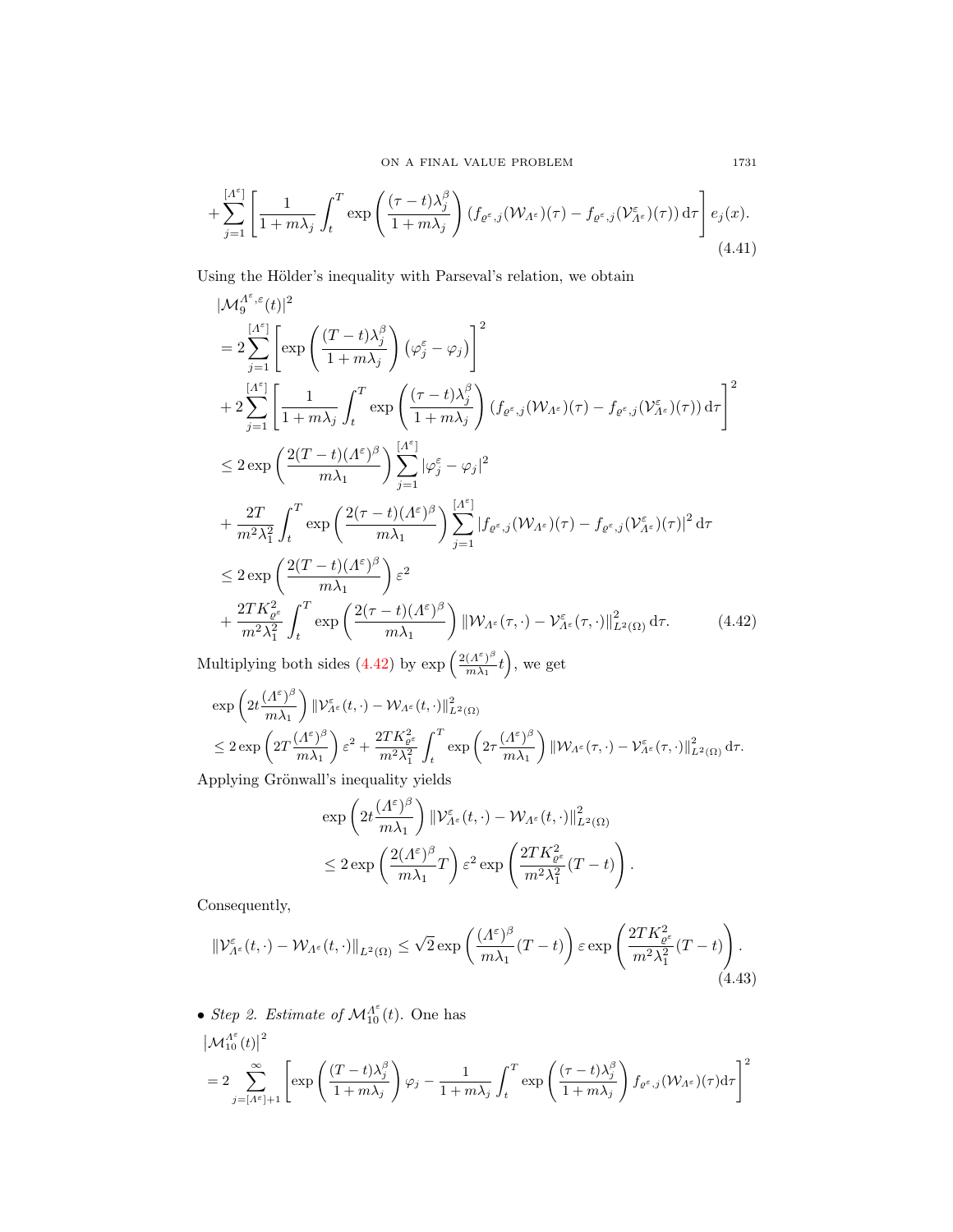$$
+\sum_{j=1}^{[\Lambda^\varepsilon]}\left[\frac{1}{1+m\lambda_j}\int_t^T \exp\left(\frac{(\tau-t)\lambda_j^\beta}{1+m\lambda_j}\right)\left(f_{\varrho^\varepsilon,j}(\mathcal{W}_{\Lambda^\varepsilon})(\tau)-f_{\varrho^\varepsilon,j}(\mathcal{V}^\varepsilon_{\Lambda^\varepsilon})(\tau)\right)\mathrm{d}\tau\right]e_j(x). \tag{4.41}
$$

Using the Hölder's inequality with Parseval's relation, we obtain

$$
\begin{aligned}
&|\mathcal{M}_9^{\Lambda^\varepsilon,\varepsilon}(t)|^2\\
&=2\sum_{j=1}^{[\Lambda^\varepsilon]}\left[\exp\left(\frac{(T-t)\lambda_j^\beta}{1+m\lambda_j}\right)\left(\varphi_j^\varepsilon-\varphi_j\right)\right]^2\\
&+2\sum_{j=1}^{[\Lambda^\varepsilon]}\left[\frac{1}{1+m\lambda_j}\int_t^T \exp\left(\frac{(\tau-t)\lambda_j^\beta}{1+m\lambda_j}\right)\left(f_{\varrho^\varepsilon,j}(\mathcal{W}_{\Lambda^\varepsilon})(\tau)-f_{\varrho^\varepsilon,j}(\mathcal{V}^\varepsilon_{\Lambda^\varepsilon})(\tau)\right)\mathrm{d}\tau\right]^2\\
&\le 2\exp\left(\frac{2(T-t)(\Lambda^\varepsilon)^\beta}{m\lambda_1}\right)\sum_{j=1}^{[\Lambda^\varepsilon]}|\varphi_j^\varepsilon-\varphi_j|^2\\
&+\frac{2T}{m^2\lambda_1^2}\int_t^T\exp\left(\frac{2(\tau-t)(\Lambda^\varepsilon)^\beta}{m\lambda_1}\right)\sum_{j=1}^{[\Lambda^\varepsilon]}|f_{\varrho^\varepsilon,j}(\mathcal{W}_{\Lambda^\varepsilon})(\tau)-f_{\varrho^\varepsilon,j}(\mathcal{V}^\varepsilon_{\Lambda^\varepsilon})(\tau)|^2\,\mathrm{d}\tau\\
&\le 2\exp\left(\frac{2(T-t)(\Lambda^\varepsilon)^\beta}{m\lambda_1}\right)\varepsilon^2\\
&+\frac{2TK_{\varrho^\varepsilon}^2}{m^2\lambda_1^2}\int_t^T\exp\left(\frac{2(\tau-t)(\Lambda^\varepsilon)^\beta}{m\lambda_1}\right)\left\|\mathcal{W}_{\Lambda^\varepsilon}(\tau,\cdot)-\mathcal{V}^\varepsilon_{\Lambda^\varepsilon}(\tau,\cdot)\right\|^2_{L^2(\Omega)}\mathrm{d}\tau.
\end{aligned} \tag{4.42}
$$

Multiplying both sides (4.42) by $\exp\left(\frac{2(\Lambda^\varepsilon)^\beta}{m\lambda_1}t\right)$, we get

$$
\begin{aligned}
&\exp\left(2t\frac{(\Lambda^\varepsilon)^\beta}{m\lambda_1}\right)\|\mathcal{V}^\varepsilon_{\Lambda^\varepsilon}(t,\cdot)-\mathcal{W}_{\Lambda^\varepsilon}(t,\cdot)\|^2_{L^2(\Omega)}\\
&\le 2\exp\left(2T\frac{(\Lambda^\varepsilon)^\beta}{m\lambda_1}\right)\varepsilon^2+\frac{2TK_{\varrho^\varepsilon}^2}{m^2\lambda_1^2}\int_t^T\exp\left(2\tau\frac{(\Lambda^\varepsilon)^\beta}{m\lambda_1}\right)\|\mathcal{W}_{\Lambda^\varepsilon}(\tau,\cdot)-\mathcal{V}^\varepsilon_{\Lambda^\varepsilon}(\tau,\cdot)\|^2_{L^2(\Omega)}\,\mathrm{d}\tau.
\end{aligned}
$$

Applying Grönwall's inequality yields

$$
\begin{aligned}
&\exp\left(2t\frac{(\Lambda^\varepsilon)^\beta}{m\lambda_1}\right)\|\mathcal{V}^\varepsilon_{\Lambda^\varepsilon}(t,\cdot)-\mathcal{W}_{\Lambda^\varepsilon}(t,\cdot)\|^2_{L^2(\Omega)}\\
&\le 2\exp\left(\frac{2(\Lambda^\varepsilon)^\beta}{m\lambda_1}T\right)\varepsilon^2\exp\left(\frac{2TK_{\varrho^\varepsilon}^2}{m^2\lambda_1^2}(T-t)\right).
\end{aligned}
$$

Consequently,

$$
\|\mathcal{V}^\varepsilon_{\Lambda^\varepsilon}(t,\cdot)-\mathcal{W}_{\Lambda^\varepsilon}(t,\cdot)\|_{L^2(\Omega)}\le\sqrt{2}\exp\left(\frac{(\Lambda^\varepsilon)^\beta}{m\lambda_1}(T-t)\right)\varepsilon\exp\left(\frac{2TK_{\varrho^\varepsilon}^2}{m^2\lambda_1^2}(T-t)\right). \tag{4.43}
$$

- *Step 2. Estimate of* $\mathcal{M}_{10}^{\Lambda^\varepsilon}(t)$. One has

$$
\begin{aligned}
&\left|\mathcal{M}_{10}^{\Lambda^\varepsilon}(t)\right|^2\\
&=2\sum_{j=[\Lambda^\varepsilon]+1}^{\infty}\left[\exp\left(\frac{(T-t)\lambda_j^\beta}{1+m\lambda_j}\right)\varphi_j-\frac{1}{1+m\lambda_j}\int_t^T\exp\left(\frac{(\tau-t)\lambda_j^\beta}{1+m\lambda_j}\right)f_{\varrho^\varepsilon,j}(\mathcal{W}_{\Lambda^\varepsilon})(\tau)\mathrm{d}\tau\right]^2
\end{aligned}
$$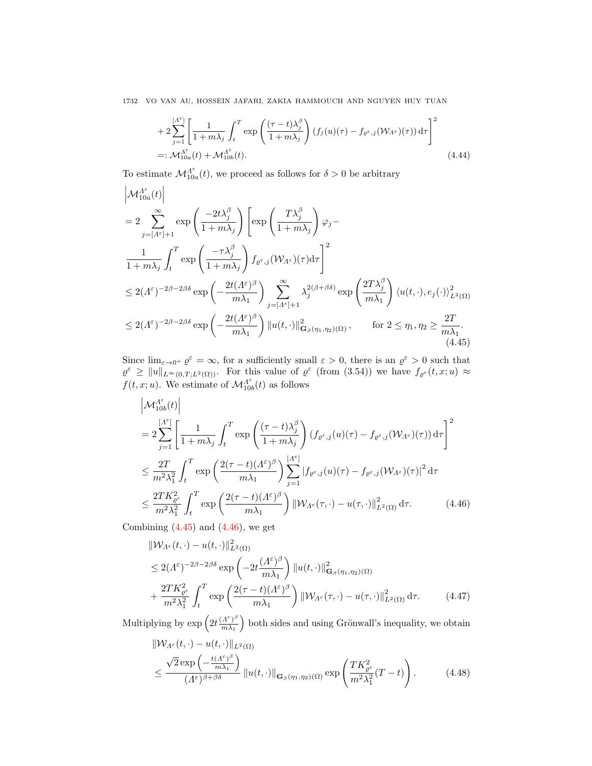$$
\begin{aligned}
&+2\sum_{j=1}^{[\Lambda^\varepsilon]}\left[\frac{1}{1+m\lambda_j}\int_t^T \exp\left(\frac{(\tau-t)\lambda_j^\beta}{1+m\lambda_j}\right)\left(f_j(u)(\tau)-f_{\varrho^\varepsilon,j}(\mathcal{W}_{\Lambda^\varepsilon})(\tau)\right)\mathrm{d}\tau\right]^2\\
&=: \mathcal{M}_{10a}^{\Lambda^\varepsilon}(t)+\mathcal{M}_{10b}^{\Lambda^\varepsilon}(t).
\end{aligned}
\tag{4.44}
$$

To estimate $\mathcal{M}_{10a}^{\Lambda^\varepsilon}(t)$, we proceed as follows for $\delta>0$ be arbitrary

$$
\begin{aligned}
&\left|\mathcal{M}_{10a}^{\Lambda^\varepsilon}(t)\right|\\
&=2\sum_{j=[\Lambda^\varepsilon]+1}^{\infty}\exp\left(\frac{-2t\lambda_j^\beta}{1+m\lambda_j}\right)\left[\exp\left(\frac{T\lambda_j^\beta}{1+m\lambda_j}\right)\varphi_j-\right.\\
&\left.\frac{1}{1+m\lambda_j}\int_t^T\exp\left(\frac{-\tau\lambda_j^\beta}{1+m\lambda_j}\right)f_{\varrho^\varepsilon,j}(\mathcal{W}_{\Lambda^\varepsilon})(\tau)\mathrm{d}\tau\right]^2\\
&\le 2(\Lambda^\varepsilon)^{-2\beta-2\beta\delta}\exp\left(-\frac{2t(\Lambda^\varepsilon)^\beta}{m\lambda_1}\right)\sum_{j=[\Lambda^\varepsilon]+1}^{\infty}\lambda_j^{2(\beta+\beta\delta)}\exp\left(\frac{2T\lambda_j^\beta}{m\lambda_1}\right)\langle u(t,\cdot),e_j(\cdot)\rangle_{L^2(\Omega)}^2\\
&\le 2(\Lambda^\varepsilon)^{-2\beta-2\beta\delta}\exp\left(-\frac{2t(\Lambda^\varepsilon)^\beta}{m\lambda_1}\right)\|u(t,\cdot)\|^2_{\mathbf{G}_\beta(\eta_1,\eta_2)(\Omega)},\qquad \text{for } 2\le\eta_1,\eta_2\ge\frac{2T}{m\lambda_1}.
\end{aligned}
\tag{4.45}
$$

Since $\lim_{\varepsilon\to0^+}\varrho^\varepsilon=\infty$, for a sufficiently small $\varepsilon>0$, there is an $\varrho^\varepsilon>0$ such that $\varrho^\varepsilon\ge\|u\|_{L^\infty(0,T;L^2(\Omega))}$. For this value of $\varrho^\varepsilon$ (from (3.54)) we have $f_{\varrho^\varepsilon}(t,x;u)\approx f(t,x;u)$. We estimate of $\mathcal{M}_{10b}^{\Lambda^\varepsilon}(t)$ as follows

$$
\begin{aligned}
&\left|\mathcal{M}_{10b}^{\Lambda^\varepsilon}(t)\right|\\
&=2\sum_{j=1}^{[\Lambda^\varepsilon]}\left[\frac{1}{1+m\lambda_j}\int_t^T\exp\left(\frac{(\tau-t)\lambda_j^\beta}{1+m\lambda_j}\right)\left(f_{\varrho^\varepsilon,j}(u)(\tau)-f_{\varrho^\varepsilon,j}(\mathcal{W}_{\Lambda^\varepsilon})(\tau)\right)\mathrm{d}\tau\right]^2\\
&\le\frac{2T}{m^2\lambda_1^2}\int_t^T\exp\left(\frac{2(\tau-t)(\Lambda^\varepsilon)^\beta}{m\lambda_1}\right)\sum_{j=1}^{[\Lambda^\varepsilon]}\left|f_{\varrho^\varepsilon,j}(u)(\tau)-f_{\varrho^\varepsilon,j}(\mathcal{W}_{\Lambda^\varepsilon})(\tau)\right|^2\mathrm{d}\tau\\
&\le\frac{2TK_{\varrho^\varepsilon}^2}{m^2\lambda_1^2}\int_t^T\exp\left(\frac{2(\tau-t)(\Lambda^\varepsilon)^\beta}{m\lambda_1}\right)\|\mathcal{W}_{\Lambda^\varepsilon}(\tau,\cdot)-u(\tau,\cdot)\|^2_{L^2(\Omega)}\mathrm{d}\tau.
\end{aligned}
\tag{4.46}
$$

Combining (4.45) and (4.46), we get

$$
\begin{aligned}
&\|\mathcal{W}_{\Lambda^\varepsilon}(t,\cdot)-u(t,\cdot)\|^2_{L^2(\Omega)}\\
&\le 2(\Lambda^\varepsilon)^{-2\beta-2\beta\delta}\exp\left(-2t\frac{(\Lambda^\varepsilon)^\beta}{m\lambda_1}\right)\|u(t,\cdot)\|^2_{\mathbf{G}_\beta(\eta_1,\eta_2)(\Omega)}\\
&+\frac{2TK_{\varrho^\varepsilon}^2}{m^2\lambda_1^2}\int_t^T\exp\left(\frac{2(\tau-t)(\Lambda^\varepsilon)^\beta}{m\lambda_1}\right)\|\mathcal{W}_{\Lambda^\varepsilon}(\tau,\cdot)-u(\tau,\cdot)\|^2_{L^2(\Omega)}\mathrm{d}\tau.
\end{aligned}
\tag{4.47}
$$

Multiplying by $\exp\left(2t\frac{(\Lambda^\varepsilon)^\beta}{m\lambda_1}\right)$ both sides and using Grönwall's inequality, we obtain

$$
\begin{aligned}
&\|\mathcal{W}_{\Lambda^\varepsilon}(t,\cdot)-u(t,\cdot)\|_{L^2(\Omega)}\\
&\le\frac{\sqrt{2}\exp\left(-\frac{t(\Lambda^\varepsilon)^\beta}{m\lambda_1}\right)}{(\Lambda^\varepsilon)^{\beta+\beta\delta}}\|u(t,\cdot)\|_{\mathbf{G}_\beta(\eta_1,\eta_2)(\Omega)}\exp\left(\frac{TK_{\varrho^\varepsilon}^2}{m^2\lambda_1^2}(T-t)\right).
\end{aligned}
\tag{4.48}
$$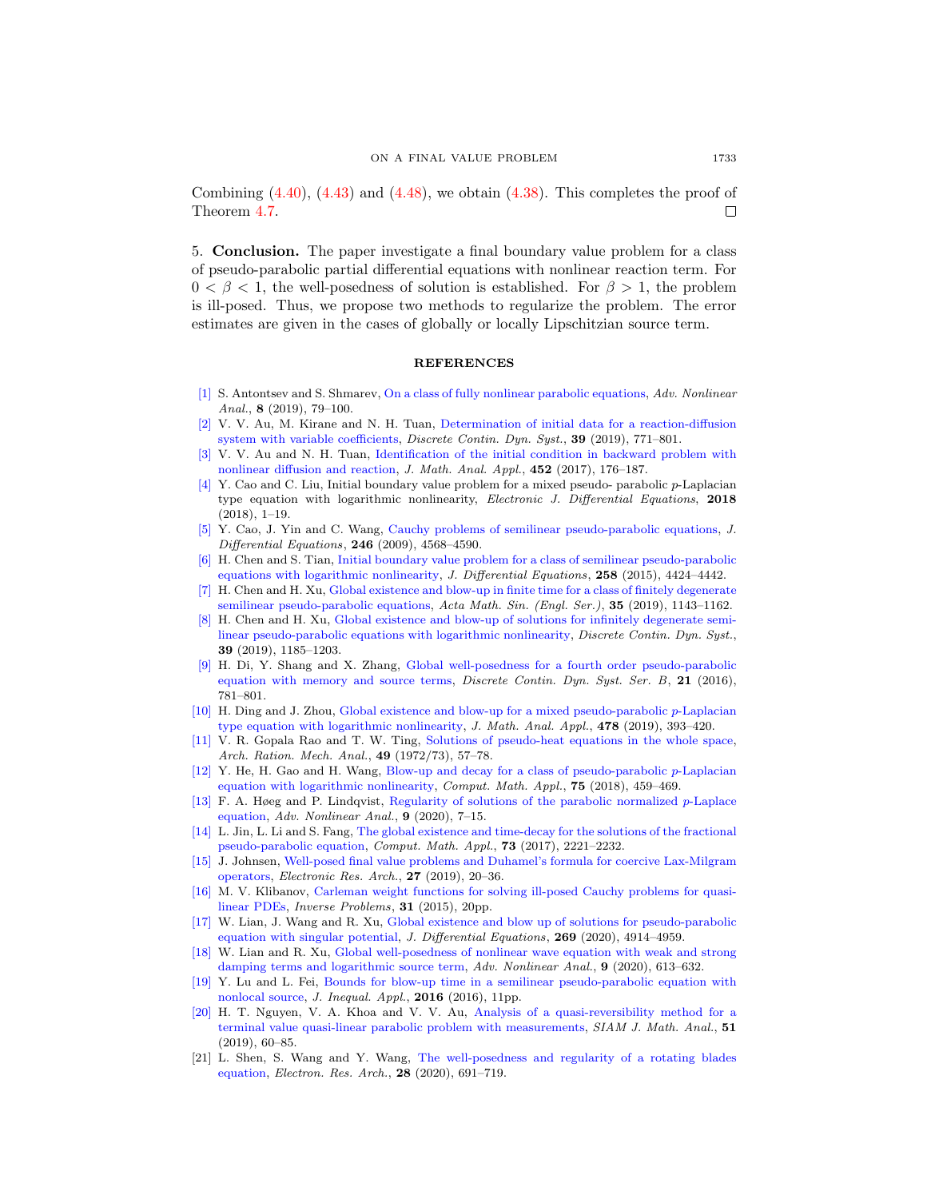Combining (4.40), (4.43) and (4.48), we obtain (4.38). This completes the proof of Theorem 4.7. □

5. **Conclusion.** The paper investigate a final boundary value problem for a class of pseudo-parabolic partial differential equations with nonlinear reaction term. For $0 < \beta < 1$, the well-posedness of solution is established. For $\beta > 1$, the problem is ill-posed. Thus, we propose two methods to regularize the problem. The error estimates are given in the cases of globally or locally Lipschitzian source term.

## REFERENCES

[1] S. Antontsev and S. Shmarev, On a class of fully nonlinear parabolic equations, *Adv. Nonlinear Anal.*, **8** (2019), 79–100.

[2] V. V. Au, M. Kirane and N. H. Tuan, Determination of initial data for a reaction-diffusion system with variable coefficients, *Discrete Contin. Dyn. Syst.*, **39** (2019), 771–801.

[3] V. V. Au and N. H. Tuan, Identification of the initial condition in backward problem with nonlinear diffusion and reaction, *J. Math. Anal. Appl.*, **452** (2017), 176–187.

[4] Y. Cao and C. Liu, Initial boundary value problem for a mixed pseudo- parabolic $p$-Laplacian type equation with logarithmic nonlinearity, *Electronic J. Differential Equations*, **2018** (2018), 1–19.

[5] Y. Cao, J. Yin and C. Wang, Cauchy problems of semilinear pseudo-parabolic equations, *J. Differential Equations*, **246** (2009), 4568–4590.

[6] H. Chen and S. Tian, Initial boundary value problem for a class of semilinear pseudo-parabolic equations with logarithmic nonlinearity, *J. Differential Equations*, **258** (2015), 4424–4442.

[7] H. Chen and H. Xu, Global existence and blow-up in finite time for a class of finitely degenerate semilinear pseudo-parabolic equations, *Acta Math. Sin. (Engl. Ser.)*, **35** (2019), 1143–1162.

[8] H. Chen and H. Xu, Global existence and blow-up of solutions for infinitely degenerate semilinear pseudo-parabolic equations with logarithmic nonlinearity, *Discrete Contin. Dyn. Syst.*, **39** (2019), 1185–1203.

[9] H. Di, Y. Shang and X. Zhang, Global well-posedness for a fourth order pseudo-parabolic equation with memory and source terms, *Discrete Contin. Dyn. Syst. Ser. B*, **21** (2016), 781–801.

[10] H. Ding and J. Zhou, Global existence and blow-up for a mixed pseudo-parabolic $p$-Laplacian type equation with logarithmic nonlinearity, *J. Math. Anal. Appl.*, **478** (2019), 393–420.

[11] V. R. Gopala Rao and T. W. Ting, Solutions of pseudo-heat equations in the whole space, *Arch. Ration. Mech. Anal.*, **49** (1972/73), 57–78.

[12] Y. He, H. Gao and H. Wang, Blow-up and decay for a class of pseudo-parabolic $p$-Laplacian equation with logarithmic nonlinearity, *Comput. Math. Appl.*, **75** (2018), 459–469.

[13] F. A. Høeg and P. Lindqvist, Regularity of solutions of the parabolic normalized $p$-Laplace equation, *Adv. Nonlinear Anal.*, **9** (2020), 7–15.

[14] L. Jin, L. Li and S. Fang, The global existence and time-decay for the solutions of the fractional pseudo-parabolic equation, *Comput. Math. Appl.*, **73** (2017), 2221–2232.

[15] J. Johnsen, Well-posed final value problems and Duhamel's formula for coercive Lax-Milgram operators, *Electronic Res. Arch.*, **27** (2019), 20–36.

[16] M. V. Klibanov, Carleman weight functions for solving ill-posed Cauchy problems for quasilinear PDEs, *Inverse Problems*, **31** (2015), 20pp.

[17] W. Lian, J. Wang and R. Xu, Global existence and blow up of solutions for pseudo-parabolic equation with singular potential, *J. Differential Equations*, **269** (2020), 4914–4959.

[18] W. Lian and R. Xu, Global well-posedness of nonlinear wave equation with weak and strong damping terms and logarithmic source term, *Adv. Nonlinear Anal.*, **9** (2020), 613–632.

[19] Y. Lu and L. Fei, Bounds for blow-up time in a semilinear pseudo-parabolic equation with nonlocal source, *J. Inequal. Appl.*, **2016** (2016), 11pp.

[20] H. T. Nguyen, V. A. Khoa and V. V. Au, Analysis of a quasi-reversibility method for a terminal value quasi-linear parabolic problem with measurements, *SIAM J. Math. Anal.*, **51** (2019), 60–85.

[21] L. Shen, S. Wang and Y. Wang, The well-posedness and regularity of a rotating blades equation, *Electron. Res. Arch.*, **28** (2020), 691–719.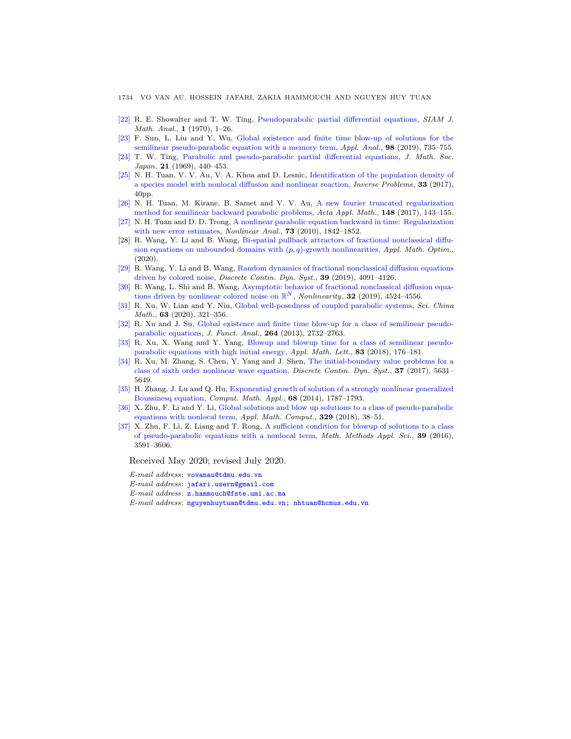[22] R. E. Showalter and T. W. Ting, Pseudoparabolic partial differential equations, *SIAM J. Math. Anal.*, **1** (1970), 1–26.

[23] F. Sun, L. Liu and Y. Wu, Global existence and finite time blow-up of solutions for the semilinear pseudo-parabolic equation with a memory term, *Appl. Anal.*, **98** (2019), 735–755.

[24] T. W. Ting, Parabolic and pseudo-parabolic partial differential equations, *J. Math. Soc. Japan*, **21** (1969), 440–453.

[25] N. H. Tuan, V. V. Au, V. A. Khoa and D. Lesnic, Identification of the population density of a species model with nonlocal diffusion and nonlinear reaction, *Inverse Problems*, **33** (2017), 40pp.

[26] N. H. Tuan, M. Kirane, B. Samet and V. V. Au, A new fourier truncated regularization method for semilinear backward parabolic problems, *Acta Appl. Math.*, **148** (2017), 143–155.

[27] N. H. Tuan and D. D. Trong, A nonlinear parabolic equation backward in time: Regularization with new error estimates, *Nonlinear Anal.*, **73** (2010), 1842–1852.

[28] R. Wang, Y. Li and B. Wang, Bi-spatial pullback attractors of fractional nonclassical diffusion equations on unbounded domains with $(p, q)$-growth nonlinearities, *Appl. Math. Optim.*, (2020).

[29] R. Wang, Y. Li and B. Wang, Random dynamics of fractional nonclassical diffusion equations driven by colored noise, *Discrete Contin. Dyn. Syst.*, **39** (2019), 4091–4126.

[30] R. Wang, L. Shi and B. Wang, Asymptotic behavior of fractional nonclassical diffusion equations driven by nonlinear colored noise on $\mathbb{R}^N$, *Nonlinearity*, **32** (2019), 4524–4556.

[31] R. Xu, W. Lian and Y. Niu, Global well-posedness of coupled parabolic systems, *Sci. China Math.*, **63** (2020), 321–356.

[32] R. Xu and J. Su, Global existence and finite time blow-up for a class of semilinear pseudo-parabolic equations, *J. Funct. Anal.*, **264** (2013), 2732–2763.

[33] R. Xu, X. Wang and Y. Yang, Blowup and blowup time for a class of semilinear pseudo-parabolic equations with high initial energy, *Appl. Math. Lett.*, **83** (2018), 176–181.

[34] R. Xu, M. Zhang, S. Chen, Y. Yang and J. Shen, The initial-boundary value problems for a class of sixth order nonlinear wave equation, *Discrete Contin. Dyn. Syst.*, **37** (2017), 5631–5649.

[35] H. Zhang, J. Lu and Q. Hu, Exponential growth of solution of a strongly nonlinear generalized Boussinesq equation, *Comput. Math. Appl.*, **68** (2014), 1787–1793.

[36] X. Zhu, F. Li and Y. Li, Global solutions and blow up solutions to a class of pseudo-parabolic equations with nonlocal term, *Appl. Math. Comput.*, **329** (2018), 38–51.

[37] X. Zhu, F. Li, Z. Liang and T. Rong, A sufficient condition for blowup of solutions to a class of pseudo-parabolic equations with a nonlocal term, *Math. Methods Appl. Sci.*, **39** (2016), 3591–3606.

Received May 2020; revised July 2020.

*E-mail address*: vovanau@tdmu.edu.vn
*E-mail address*: jafari.usern@gmail.com
*E-mail address*: z.hammouch@fste.umi.ac.ma
*E-mail address*: nguyenhuytuan@tdmu.edu.vn; nhtuan@hcmus.edu.vn